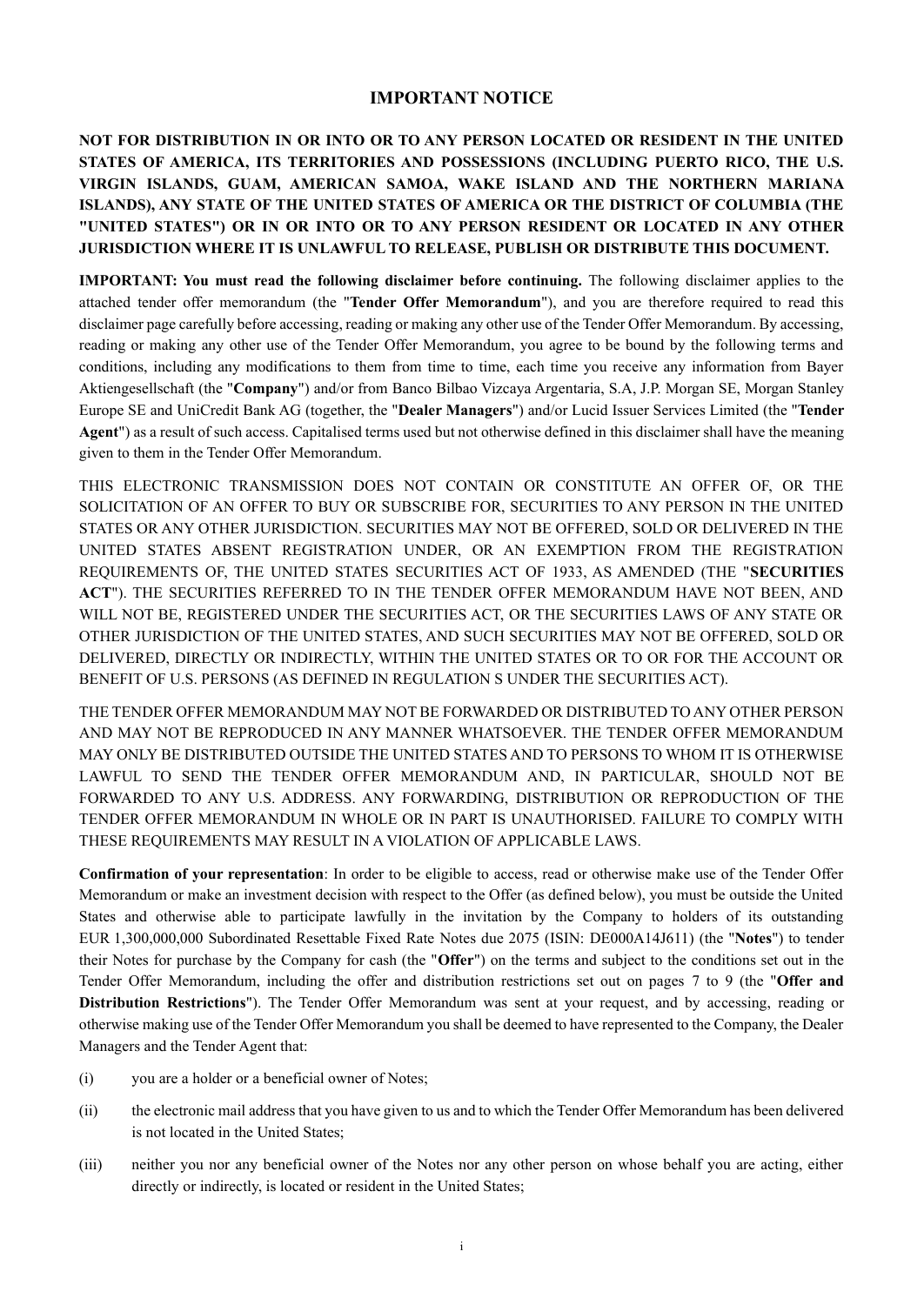# IMPORTANT NOTICE

**NOT FOR DISTRIBUTION IN OR INTO OR TO ANY PERSON LOCATED OR RESIDENT IN THE UNITED STATES OF AMERICA, ITS TERRITORIES AND POSSESSIONS (INCLUDING PUERTO RICO, THE U.S. VIRGIN ISLANDS, GUAM, AMERICAN SAMOA, WAKE ISLAND AND THE NORTHERN MARIANA ISLANDS), ANY STATE OF THE UNITED STATES OF AMERICA OR THE DISTRICT OF COLUMBIA (THE "UNITED STATES") OR IN OR INTO OR TO ANY PERSON RESIDENT OR LOCATED IN ANY OTHER JURISDICTION WHERE IT IS UNLAWFUL TO RELEASE, PUBLISH OR DISTRIBUTE THIS DOCUMENT.**

**IMPORTANT: You must read the following disclaimer before continuing.** The following disclaimer applies to the attached tender offer memorandum (the "**Tender Offer Memorandum**"), and you are therefore required to read this disclaimer page carefully before accessing, reading or making any other use of the Tender Offer Memorandum. By accessing, reading or making any other use of the Tender Offer Memorandum, you agree to be bound by the following terms and conditions, including any modifications to them from time to time, each time you receive any information from Bayer Aktiengesellschaft (the "**Company**") and/or from Banco Bilbao Vizcaya Argentaria, S.A, J.P. Morgan SE, Morgan Stanley Europe SE and UniCredit Bank AG (together, the "**Dealer Managers**") and/or Lucid Issuer Services Limited (the "**Tender Agent**") as a result of such access. Capitalised terms used but not otherwise defined in this disclaimer shall have the meaning given to them in the Tender Offer Memorandum.

THIS ELECTRONIC TRANSMISSION DOES NOT CONTAIN OR CONSTITUTE AN OFFER OF, OR THE SOLICITATION OF AN OFFER TO BUY OR SUBSCRIBE FOR, SECURITIES TO ANY PERSON IN THE UNITED STATES OR ANY OTHER JURISDICTION. SECURITIES MAY NOT BE OFFERED, SOLD OR DELIVERED IN THE UNITED STATES ABSENT REGISTRATION UNDER, OR AN EXEMPTION FROM THE REGISTRATION REQUIREMENTS OF, THE UNITED STATES SECURITIES ACT OF 1933, AS AMENDED (THE "**SECURITIES ACT**"). THE SECURITIES REFERRED TO IN THE TENDER OFFER MEMORANDUM HAVE NOT BEEN, AND WILL NOT BE, REGISTERED UNDER THE SECURITIES ACT, OR THE SECURITIES LAWS OF ANY STATE OR OTHER JURISDICTION OF THE UNITED STATES, AND SUCH SECURITIES MAY NOT BE OFFERED, SOLD OR DELIVERED, DIRECTLY OR INDIRECTLY, WITHIN THE UNITED STATES OR TO OR FOR THE ACCOUNT OR BENEFIT OF U.S. PERSONS (AS DEFINED IN REGULATION S UNDER THE SECURITIES ACT).

THE TENDER OFFER MEMORANDUM MAY NOT BE FORWARDED OR DISTRIBUTED TO ANY OTHER PERSON AND MAY NOT BE REPRODUCED IN ANY MANNER WHATSOEVER. THE TENDER OFFER MEMORANDUM MAY ONLY BE DISTRIBUTED OUTSIDE THE UNITED STATES AND TO PERSONS TO WHOM IT IS OTHERWISE LAWFUL TO SEND THE TENDER OFFER MEMORANDUM AND, IN PARTICULAR, SHOULD NOT BE FORWARDED TO ANY U.S. ADDRESS. ANY FORWARDING, DISTRIBUTION OR REPRODUCTION OF THE TENDER OFFER MEMORANDUM IN WHOLE OR IN PART IS UNAUTHORISED. FAILURE TO COMPLY WITH THESE REQUIREMENTS MAY RESULT IN A VIOLATION OF APPLICABLE LAWS.

**Confirmation of your representation**: In order to be eligible to access, read or otherwise make use of the Tender Offer Memorandum or make an investment decision with respect to the Offer (as defined below), you must be outside the United States and otherwise able to participate lawfully in the invitation by the Company to holders of its outstanding EUR 1,300,000,000 Subordinated Resettable Fixed Rate Notes due 2075 (ISIN: DE000A14J611) (the "**Notes**") to tender their Notes for purchase by the Company for cash (the "**Offer**") on the terms and subject to the conditions set out in the Tender Offer Memorandum, including the offer and distribution restrictions set out on pages 7 to 9 (the "**Offer and Distribution Restrictions**"). The Tender Offer Memorandum was sent at your request, and by accessing, reading or otherwise making use of the Tender Offer Memorandum you shall be deemed to have represented to the Company, the Dealer Managers and the Tender Agent that:

(i) you are a holder or a beneficial owner of Notes;

(ii) the electronic mail address that you have given to us and to which the Tender Offer Memorandum has been delivered is not located in the United States;

(iii) neither you nor any beneficial owner of the Notes nor any other person on whose behalf you are acting, either directly or indirectly, is located or resident in the United States;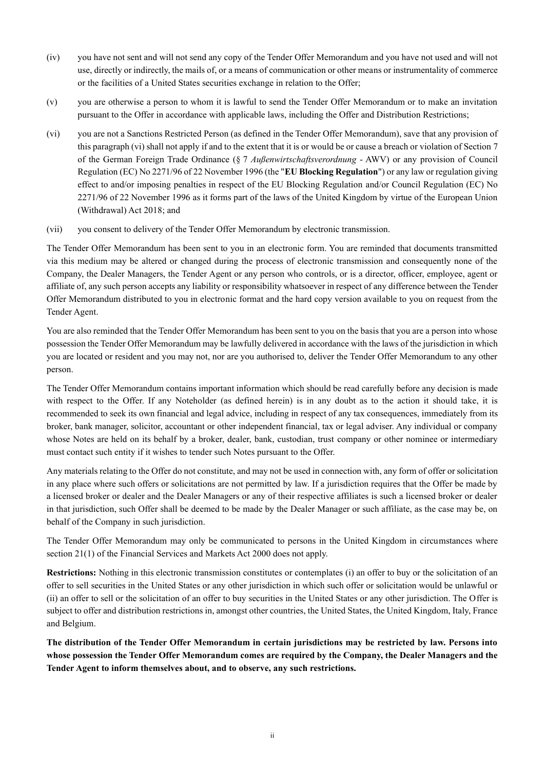(iv) you have not sent and will not send any copy of the Tender Offer Memorandum and you have not used and will not use, directly or indirectly, the mails of, or a means of communication or other means or instrumentality of commerce or the facilities of a United States securities exchange in relation to the Offer;

(v) you are otherwise a person to whom it is lawful to send the Tender Offer Memorandum or to make an invitation pursuant to the Offer in accordance with applicable laws, including the Offer and Distribution Restrictions;

(vi) you are not a Sanctions Restricted Person (as defined in the Tender Offer Memorandum), save that any provision of this paragraph (vi) shall not apply if and to the extent that it is or would be or cause a breach or violation of Section 7 of the German Foreign Trade Ordinance (§ 7 *Außenwirtschaftsverordnung* - AWV) or any provision of Council Regulation (EC) No 2271/96 of 22 November 1996 (the "**EU Blocking Regulation**") or any law or regulation giving effect to and/or imposing penalties in respect of the EU Blocking Regulation and/or Council Regulation (EC) No 2271/96 of 22 November 1996 as it forms part of the laws of the United Kingdom by virtue of the European Union (Withdrawal) Act 2018; and

(vii) you consent to delivery of the Tender Offer Memorandum by electronic transmission.

The Tender Offer Memorandum has been sent to you in an electronic form. You are reminded that documents transmitted via this medium may be altered or changed during the process of electronic transmission and consequently none of the Company, the Dealer Managers, the Tender Agent or any person who controls, or is a director, officer, employee, agent or affiliate of, any such person accepts any liability or responsibility whatsoever in respect of any difference between the Tender Offer Memorandum distributed to you in electronic format and the hard copy version available to you on request from the Tender Agent.

You are also reminded that the Tender Offer Memorandum has been sent to you on the basis that you are a person into whose possession the Tender Offer Memorandum may be lawfully delivered in accordance with the laws of the jurisdiction in which you are located or resident and you may not, nor are you authorised to, deliver the Tender Offer Memorandum to any other person.

The Tender Offer Memorandum contains important information which should be read carefully before any decision is made with respect to the Offer. If any Noteholder (as defined herein) is in any doubt as to the action it should take, it is recommended to seek its own financial and legal advice, including in respect of any tax consequences, immediately from its broker, bank manager, solicitor, accountant or other independent financial, tax or legal adviser. Any individual or company whose Notes are held on its behalf by a broker, dealer, bank, custodian, trust company or other nominee or intermediary must contact such entity if it wishes to tender such Notes pursuant to the Offer.

Any materials relating to the Offer do not constitute, and may not be used in connection with, any form of offer or solicitation in any place where such offers or solicitations are not permitted by law. If a jurisdiction requires that the Offer be made by a licensed broker or dealer and the Dealer Managers or any of their respective affiliates is such a licensed broker or dealer in that jurisdiction, such Offer shall be deemed to be made by the Dealer Manager or such affiliate, as the case may be, on behalf of the Company in such jurisdiction.

The Tender Offer Memorandum may only be communicated to persons in the United Kingdom in circumstances where section 21(1) of the Financial Services and Markets Act 2000 does not apply.

**Restrictions:** Nothing in this electronic transmission constitutes or contemplates (i) an offer to buy or the solicitation of an offer to sell securities in the United States or any other jurisdiction in which such offer or solicitation would be unlawful or (ii) an offer to sell or the solicitation of an offer to buy securities in the United States or any other jurisdiction. The Offer is subject to offer and distribution restrictions in, amongst other countries, the United States, the United Kingdom, Italy, France and Belgium.

**The distribution of the Tender Offer Memorandum in certain jurisdictions may be restricted by law. Persons into whose possession the Tender Offer Memorandum comes are required by the Company, the Dealer Managers and the Tender Agent to inform themselves about, and to observe, any such restrictions.**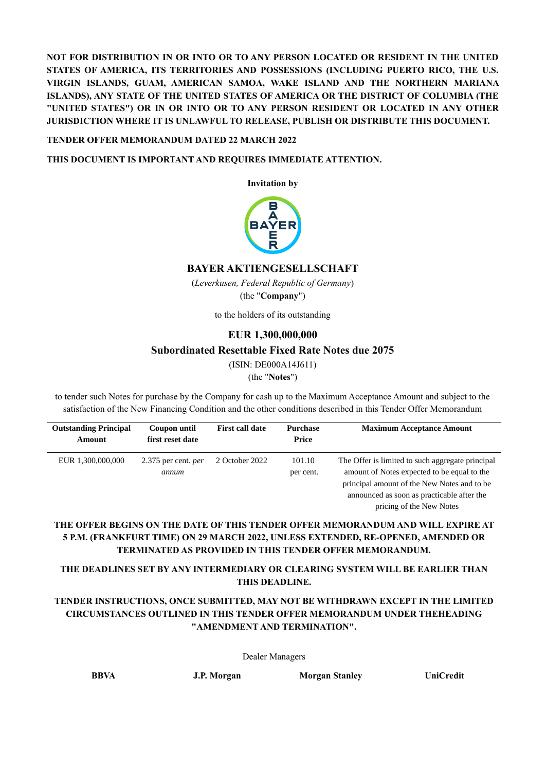**NOT FOR DISTRIBUTION IN OR INTO OR TO ANY PERSON LOCATED OR RESIDENT IN THE UNITED STATES OF AMERICA, ITS TERRITORIES AND POSSESSIONS (INCLUDING PUERTO RICO, THE U.S. VIRGIN ISLANDS, GUAM, AMERICAN SAMOA, WAKE ISLAND AND THE NORTHERN MARIANA ISLANDS), ANY STATE OF THE UNITED STATES OF AMERICA OR THE DISTRICT OF COLUMBIA (THE "UNITED STATES") OR IN OR INTO OR TO ANY PERSON RESIDENT OR LOCATED IN ANY OTHER JURISDICTION WHERE IT IS UNLAWFUL TO RELEASE, PUBLISH OR DISTRIBUTE THIS DOCUMENT.**

**TENDER OFFER MEMORANDUM DATED 22 MARCH 2022**

**THIS DOCUMENT IS IMPORTANT AND REQUIRES IMMEDIATE ATTENTION.**

**Invitation by**

**BAYER AKTIENGESELLSCHAFT**

(*Leverkusen, Federal Republic of Germany*)

(the "**Company**")

to the holders of its outstanding

**EUR 1,300,000,000**

**Subordinated Resettable Fixed Rate Notes due 2075**

(ISIN: DE000A14J611)

(the "**Notes**")

to tender such Notes for purchase by the Company for cash up to the Maximum Acceptance Amount and subject to the satisfaction of the New Financing Condition and the other conditions described in this Tender Offer Memorandum

| Outstanding Principal Amount | Coupon until first reset date | First call date | Purchase Price | Maximum Acceptance Amount |
|---|---|---|---|---|
| EUR 1,300,000,000 | 2.375 per cent. *per annum* | 2 October 2022 | 101.10 per cent. | The Offer is limited to such aggregate principal amount of Notes expected to be equal to the principal amount of the New Notes and to be announced as soon as practicable after the pricing of the New Notes |

**THE OFFER BEGINS ON THE DATE OF THIS TENDER OFFER MEMORANDUM AND WILL EXPIRE AT 5 P.M. (FRANKFURT TIME) ON 29 MARCH 2022, UNLESS EXTENDED, RE-OPENED, AMENDED OR TERMINATED AS PROVIDED IN THIS TENDER OFFER MEMORANDUM.**

**THE DEADLINES SET BY ANY INTERMEDIARY OR CLEARING SYSTEM WILL BE EARLIER THAN THIS DEADLINE.**

**TENDER INSTRUCTIONS, ONCE SUBMITTED, MAY NOT BE WITHDRAWN EXCEPT IN THE LIMITED CIRCUMSTANCES OUTLINED IN THIS TENDER OFFER MEMORANDUM UNDER THEHEADING "AMENDMENT AND TERMINATION".**

Dealer Managers

**BBVA** **J.P. Morgan** **Morgan Stanley** **UniCredit**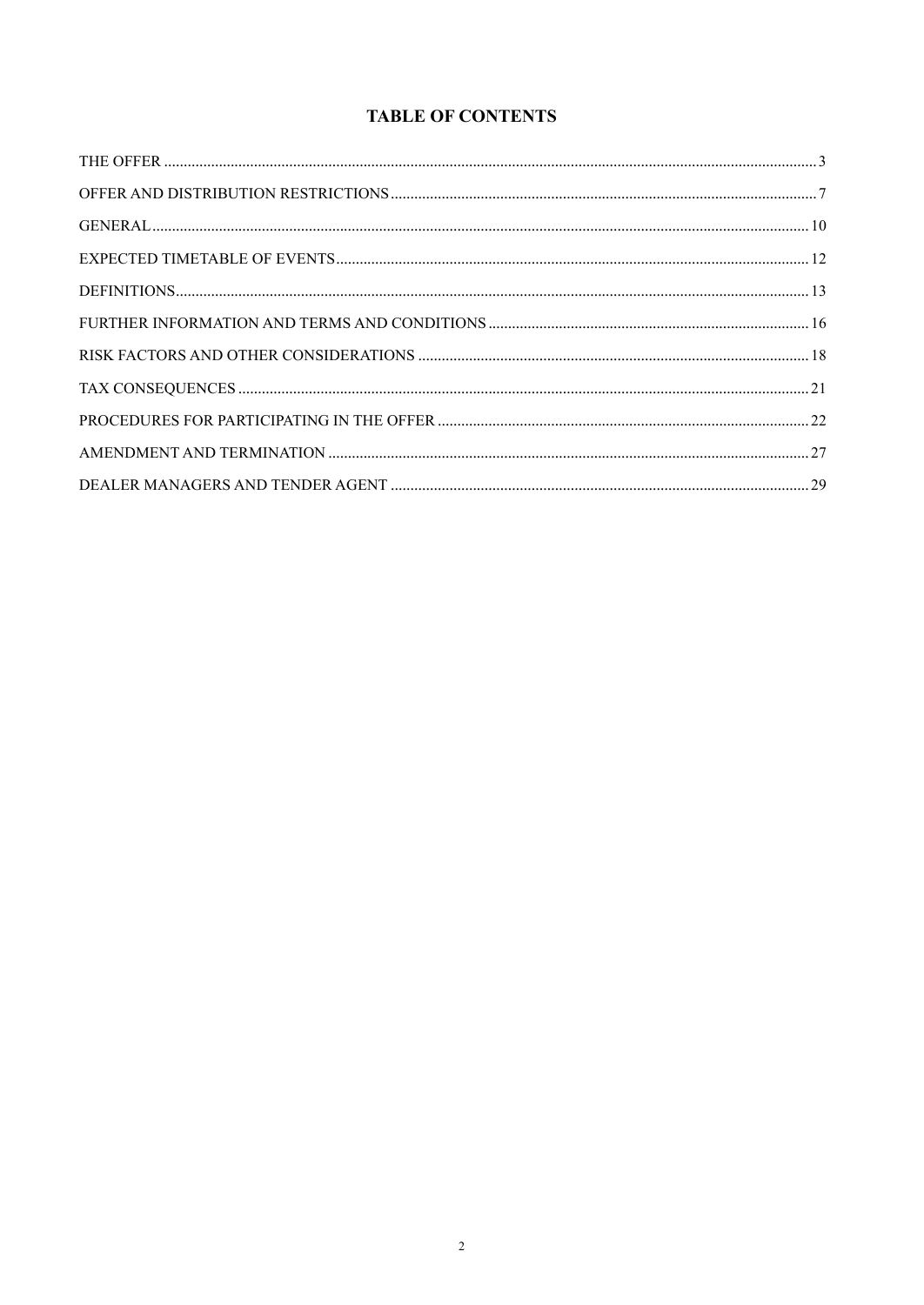# TABLE OF CONTENTS

| | |
|---|---|
| THE OFFER | 3 |
| OFFER AND DISTRIBUTION RESTRICTIONS | 7 |
| GENERAL | 10 |
| EXPECTED TIMETABLE OF EVENTS | 12 |
| DEFINITIONS | 13 |
| FURTHER INFORMATION AND TERMS AND CONDITIONS | 16 |
| RISK FACTORS AND OTHER CONSIDERATIONS | 18 |
| TAX CONSEQUENCES | 21 |
| PROCEDURES FOR PARTICIPATING IN THE OFFER | 22 |
| AMENDMENT AND TERMINATION | 27 |
| DEALER MANAGERS AND TENDER AGENT | 29 |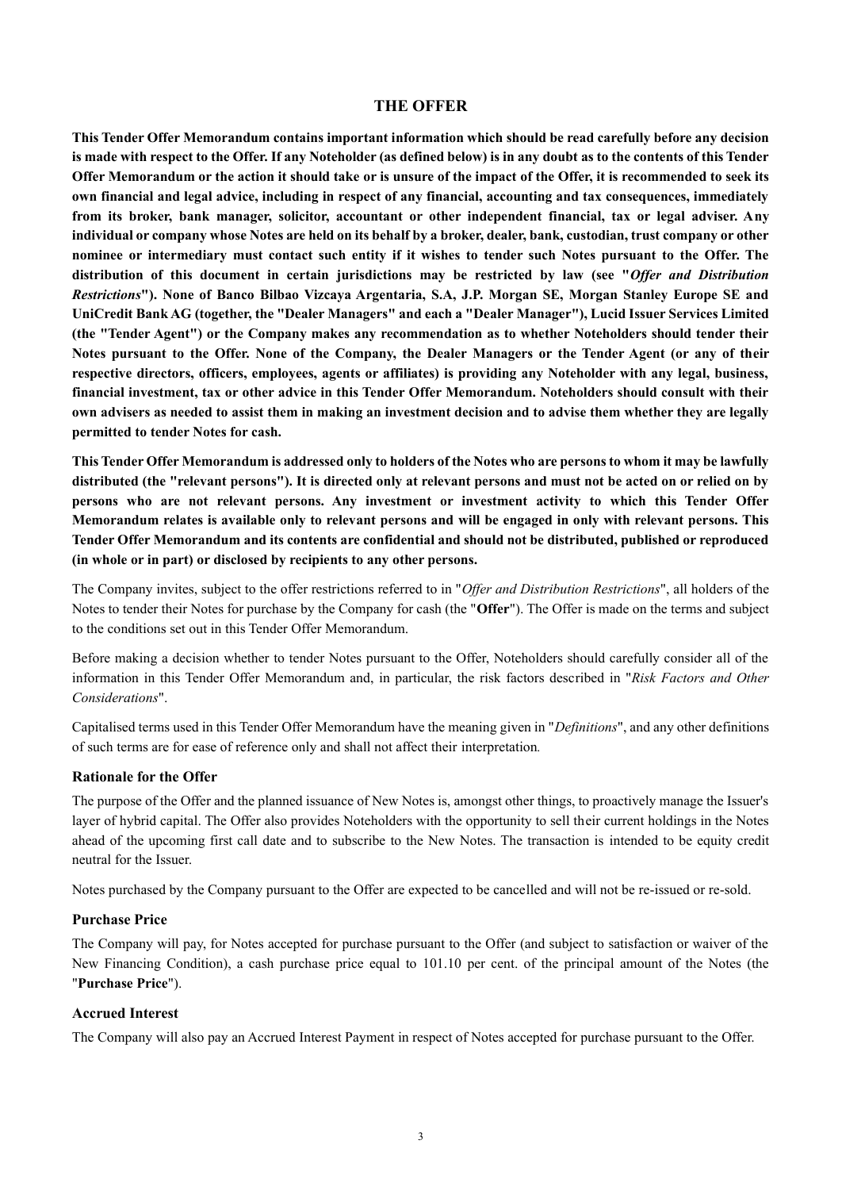# THE OFFER

**This Tender Offer Memorandum contains important information which should be read carefully before any decision is made with respect to the Offer. If any Noteholder (as defined below) is in any doubt as to the contents of this Tender Offer Memorandum or the action it should take or is unsure of the impact of the Offer, it is recommended to seek its own financial and legal advice, including in respect of any financial, accounting and tax consequences, immediately from its broker, bank manager, solicitor, accountant or other independent financial, tax or legal adviser. Any individual or company whose Notes are held on its behalf by a broker, dealer, bank, custodian, trust company or other nominee or intermediary must contact such entity if it wishes to tender such Notes pursuant to the Offer. The distribution of this document in certain jurisdictions may be restricted by law (see "*Offer and Distribution Restrictions*"). None of Banco Bilbao Vizcaya Argentaria, S.A, J.P. Morgan SE, Morgan Stanley Europe SE and UniCredit Bank AG (together, the "Dealer Managers" and each a "Dealer Manager"), Lucid Issuer Services Limited (the "Tender Agent") or the Company makes any recommendation as to whether Noteholders should tender their Notes pursuant to the Offer. None of the Company, the Dealer Managers or the Tender Agent (or any of their respective directors, officers, employees, agents or affiliates) is providing any Noteholder with any legal, business, financial investment, tax or other advice in this Tender Offer Memorandum. Noteholders should consult with their own advisers as needed to assist them in making an investment decision and to advise them whether they are legally permitted to tender Notes for cash.**

**This Tender Offer Memorandum is addressed only to holders of the Notes who are persons to whom it may be lawfully distributed (the "relevant persons"). It is directed only at relevant persons and must not be acted on or relied on by persons who are not relevant persons. Any investment or investment activity to which this Tender Offer Memorandum relates is available only to relevant persons and will be engaged in only with relevant persons. This Tender Offer Memorandum and its contents are confidential and should not be distributed, published or reproduced (in whole or in part) or disclosed by recipients to any other persons.**

The Company invites, subject to the offer restrictions referred to in "*Offer and Distribution Restrictions*", all holders of the Notes to tender their Notes for purchase by the Company for cash (the "**Offer**"). The Offer is made on the terms and subject to the conditions set out in this Tender Offer Memorandum.

Before making a decision whether to tender Notes pursuant to the Offer, Noteholders should carefully consider all of the information in this Tender Offer Memorandum and, in particular, the risk factors described in "*Risk Factors and Other Considerations*".

Capitalised terms used in this Tender Offer Memorandum have the meaning given in "*Definitions*", and any other definitions of such terms are for ease of reference only and shall not affect their interpretation.

### Rationale for the Offer

The purpose of the Offer and the planned issuance of New Notes is, amongst other things, to proactively manage the Issuer's layer of hybrid capital. The Offer also provides Noteholders with the opportunity to sell their current holdings in the Notes ahead of the upcoming first call date and to subscribe to the New Notes. The transaction is intended to be equity credit neutral for the Issuer.

Notes purchased by the Company pursuant to the Offer are expected to be cancelled and will not be re-issued or re-sold.

### Purchase Price

The Company will pay, for Notes accepted for purchase pursuant to the Offer (and subject to satisfaction or waiver of the New Financing Condition), a cash purchase price equal to 101.10 per cent. of the principal amount of the Notes (the "**Purchase Price**").

### Accrued Interest

The Company will also pay an Accrued Interest Payment in respect of Notes accepted for purchase pursuant to the Offer.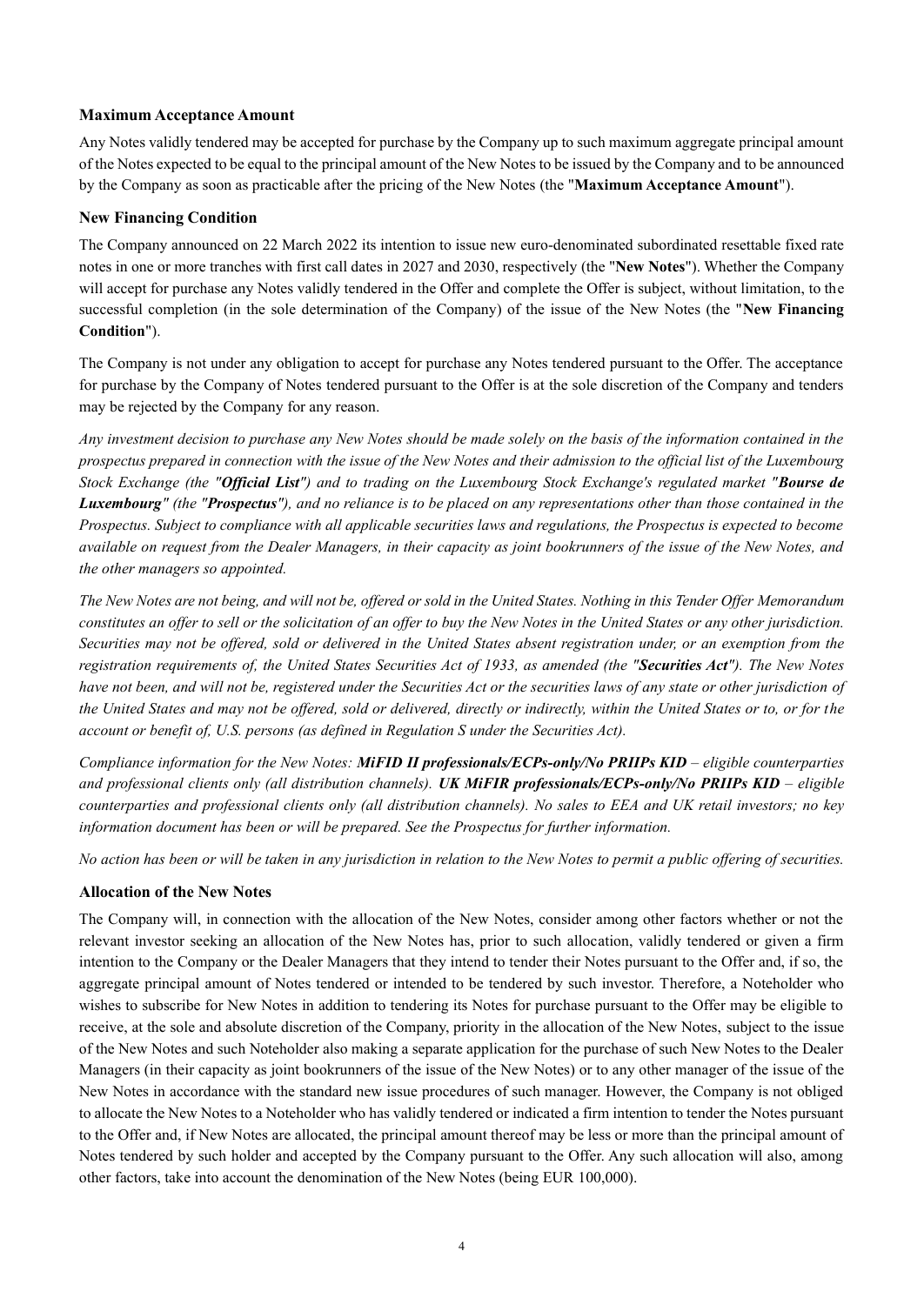### Maximum Acceptance Amount

Any Notes validly tendered may be accepted for purchase by the Company up to such maximum aggregate principal amount of the Notes expected to be equal to the principal amount of the New Notes to be issued by the Company and to be announced by the Company as soon as practicable after the pricing of the New Notes (the "**Maximum Acceptance Amount**").

### New Financing Condition

The Company announced on 22 March 2022 its intention to issue new euro-denominated subordinated resettable fixed rate notes in one or more tranches with first call dates in 2027 and 2030, respectively (the "**New Notes**"). Whether the Company will accept for purchase any Notes validly tendered in the Offer and complete the Offer is subject, without limitation, to the successful completion (in the sole determination of the Company) of the issue of the New Notes (the "**New Financing Condition**").

The Company is not under any obligation to accept for purchase any Notes tendered pursuant to the Offer. The acceptance for purchase by the Company of Notes tendered pursuant to the Offer is at the sole discretion of the Company and tenders may be rejected by the Company for any reason.

*Any investment decision to purchase any New Notes should be made solely on the basis of the information contained in the prospectus prepared in connection with the issue of the New Notes and their admission to the official list of the Luxembourg Stock Exchange (the "**Official List**") and to trading on the Luxembourg Stock Exchange's regulated market "**Bourse de Luxembourg**" (the "**Prospectus**"), and no reliance is to be placed on any representations other than those contained in the Prospectus. Subject to compliance with all applicable securities laws and regulations, the Prospectus is expected to become available on request from the Dealer Managers, in their capacity as joint bookrunners of the issue of the New Notes, and the other managers so appointed.*

*The New Notes are not being, and will not be, offered or sold in the United States. Nothing in this Tender Offer Memorandum constitutes an offer to sell or the solicitation of an offer to buy the New Notes in the United States or any other jurisdiction. Securities may not be offered, sold or delivered in the United States absent registration under, or an exemption from the registration requirements of, the United States Securities Act of 1933, as amended (the "**Securities Act**"). The New Notes have not been, and will not be, registered under the Securities Act or the securities laws of any state or other jurisdiction of the United States and may not be offered, sold or delivered, directly or indirectly, within the United States or to, or for the account or benefit of, U.S. persons (as defined in Regulation S under the Securities Act).*

*Compliance information for the New Notes: **MiFID II professionals/ECPs-only/No PRIIPs KID** – eligible counterparties and professional clients only (all distribution channels). **UK MiFIR professionals/ECPs-only/No PRIIPs KID** – eligible counterparties and professional clients only (all distribution channels). No sales to EEA and UK retail investors; no key information document has been or will be prepared. See the Prospectus for further information.*

*No action has been or will be taken in any jurisdiction in relation to the New Notes to permit a public offering of securities.*

### Allocation of the New Notes

The Company will, in connection with the allocation of the New Notes, consider among other factors whether or not the relevant investor seeking an allocation of the New Notes has, prior to such allocation, validly tendered or given a firm intention to the Company or the Dealer Managers that they intend to tender their Notes pursuant to the Offer and, if so, the aggregate principal amount of Notes tendered or intended to be tendered by such investor. Therefore, a Noteholder who wishes to subscribe for New Notes in addition to tendering its Notes for purchase pursuant to the Offer may be eligible to receive, at the sole and absolute discretion of the Company, priority in the allocation of the New Notes, subject to the issue of the New Notes and such Noteholder also making a separate application for the purchase of such New Notes to the Dealer Managers (in their capacity as joint bookrunners of the issue of the New Notes) or to any other manager of the issue of the New Notes in accordance with the standard new issue procedures of such manager. However, the Company is not obliged to allocate the New Notes to a Noteholder who has validly tendered or indicated a firm intention to tender the Notes pursuant to the Offer and, if New Notes are allocated, the principal amount thereof may be less or more than the principal amount of Notes tendered by such holder and accepted by the Company pursuant to the Offer. Any such allocation will also, among other factors, take into account the denomination of the New Notes (being EUR 100,000).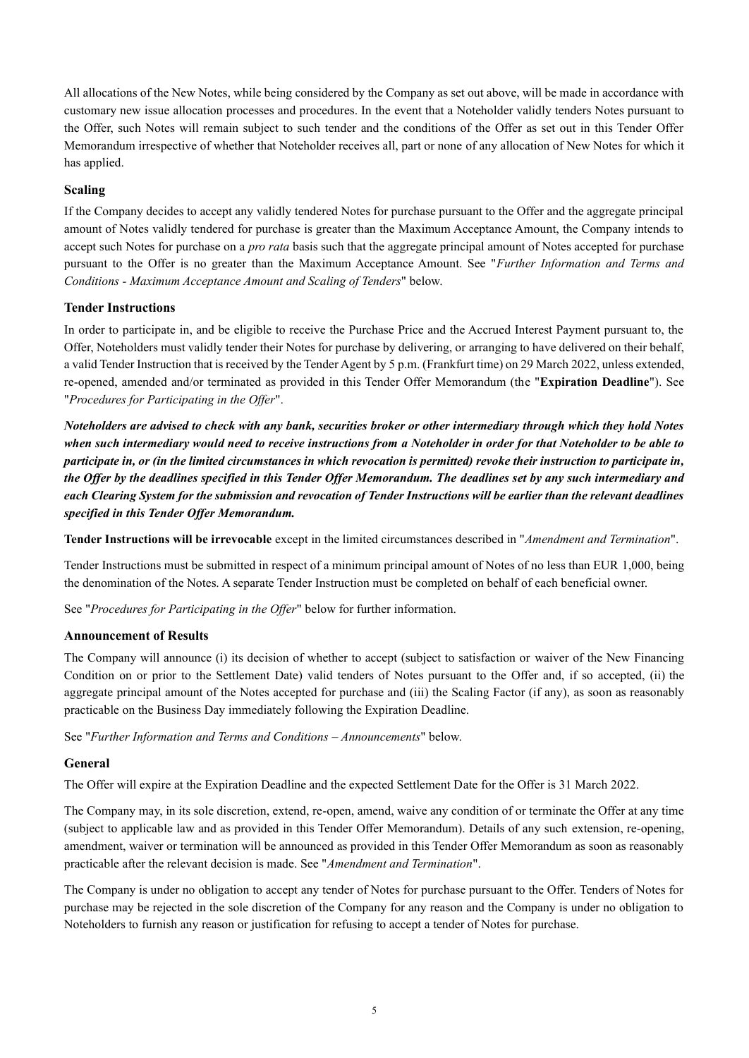All allocations of the New Notes, while being considered by the Company as set out above, will be made in accordance with customary new issue allocation processes and procedures. In the event that a Noteholder validly tenders Notes pursuant to the Offer, such Notes will remain subject to such tender and the conditions of the Offer as set out in this Tender Offer Memorandum irrespective of whether that Noteholder receives all, part or none of any allocation of New Notes for which it has applied.

### Scaling

If the Company decides to accept any validly tendered Notes for purchase pursuant to the Offer and the aggregate principal amount of Notes validly tendered for purchase is greater than the Maximum Acceptance Amount, the Company intends to accept such Notes for purchase on a *pro rata* basis such that the aggregate principal amount of Notes accepted for purchase pursuant to the Offer is no greater than the Maximum Acceptance Amount. See "*Further Information and Terms and Conditions - Maximum Acceptance Amount and Scaling of Tenders*" below.

### Tender Instructions

In order to participate in, and be eligible to receive the Purchase Price and the Accrued Interest Payment pursuant to, the Offer, Noteholders must validly tender their Notes for purchase by delivering, or arranging to have delivered on their behalf, a valid Tender Instruction that is received by the Tender Agent by 5 p.m. (Frankfurt time) on 29 March 2022, unless extended, re-opened, amended and/or terminated as provided in this Tender Offer Memorandum (the "**Expiration Deadline**"). See "*Procedures for Participating in the Offer*".

***Noteholders are advised to check with any bank, securities broker or other intermediary through which they hold Notes when such intermediary would need to receive instructions from a Noteholder in order for that Noteholder to be able to participate in, or (in the limited circumstances in which revocation is permitted) revoke their instruction to participate in, the Offer by the deadlines specified in this Tender Offer Memorandum. The deadlines set by any such intermediary and each Clearing System for the submission and revocation of Tender Instructions will be earlier than the relevant deadlines specified in this Tender Offer Memorandum.***

**Tender Instructions will be irrevocable** except in the limited circumstances described in "*Amendment and Termination*".

Tender Instructions must be submitted in respect of a minimum principal amount of Notes of no less than EUR 1,000, being the denomination of the Notes. A separate Tender Instruction must be completed on behalf of each beneficial owner.

See "*Procedures for Participating in the Offer*" below for further information.

### Announcement of Results

The Company will announce (i) its decision of whether to accept (subject to satisfaction or waiver of the New Financing Condition on or prior to the Settlement Date) valid tenders of Notes pursuant to the Offer and, if so accepted, (ii) the aggregate principal amount of the Notes accepted for purchase and (iii) the Scaling Factor (if any), as soon as reasonably practicable on the Business Day immediately following the Expiration Deadline.

See "*Further Information and Terms and Conditions – Announcements*" below.

### General

The Offer will expire at the Expiration Deadline and the expected Settlement Date for the Offer is 31 March 2022.

The Company may, in its sole discretion, extend, re-open, amend, waive any condition of or terminate the Offer at any time (subject to applicable law and as provided in this Tender Offer Memorandum). Details of any such extension, re-opening, amendment, waiver or termination will be announced as provided in this Tender Offer Memorandum as soon as reasonably practicable after the relevant decision is made. See "*Amendment and Termination*".

The Company is under no obligation to accept any tender of Notes for purchase pursuant to the Offer. Tenders of Notes for purchase may be rejected in the sole discretion of the Company for any reason and the Company is under no obligation to Noteholders to furnish any reason or justification for refusing to accept a tender of Notes for purchase.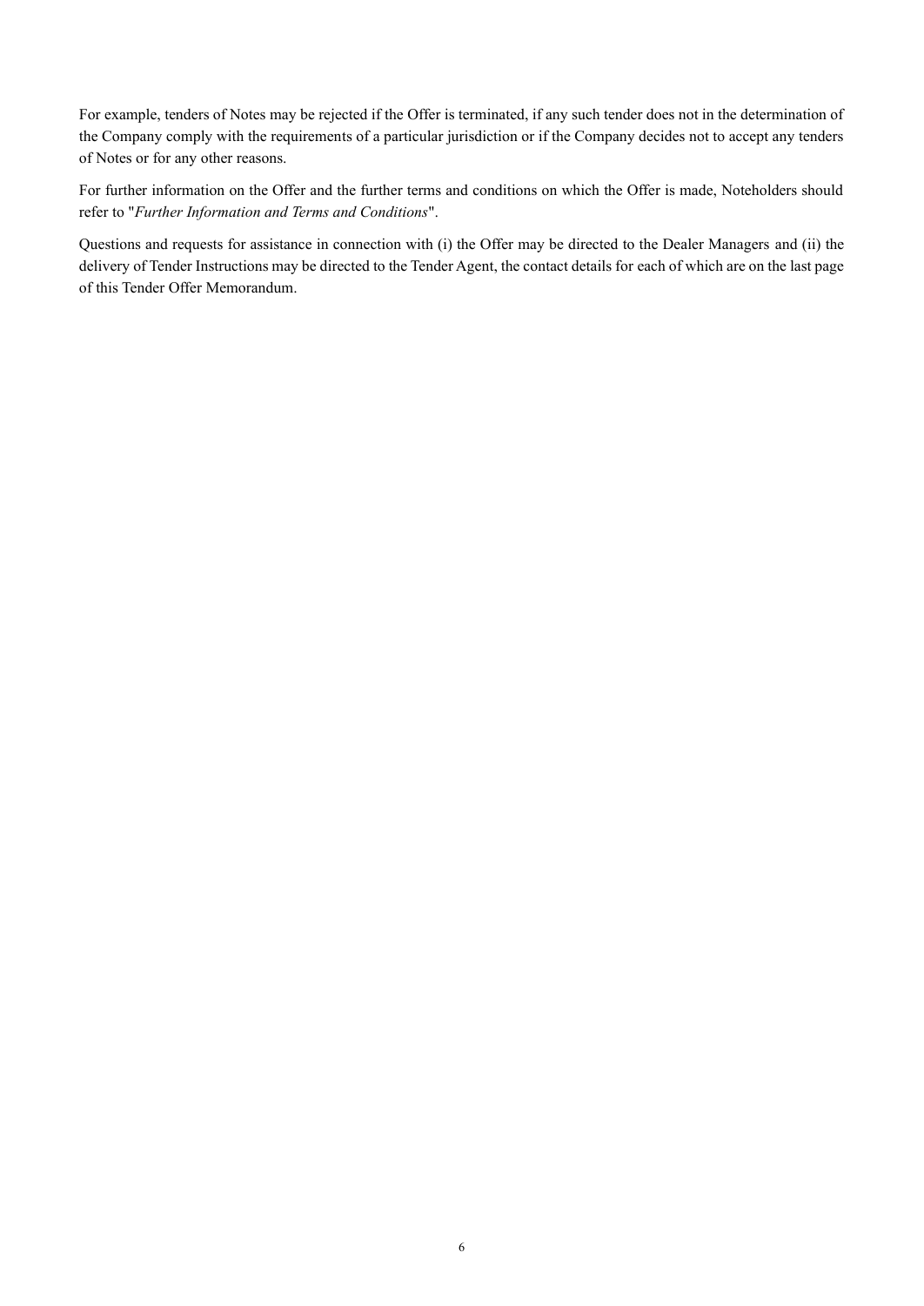For example, tenders of Notes may be rejected if the Offer is terminated, if any such tender does not in the determination of the Company comply with the requirements of a particular jurisdiction or if the Company decides not to accept any tenders of Notes or for any other reasons.

For further information on the Offer and the further terms and conditions on which the Offer is made, Noteholders should refer to "*Further Information and Terms and Conditions*".

Questions and requests for assistance in connection with (i) the Offer may be directed to the Dealer Managers and (ii) the delivery of Tender Instructions may be directed to the Tender Agent, the contact details for each of which are on the last page of this Tender Offer Memorandum.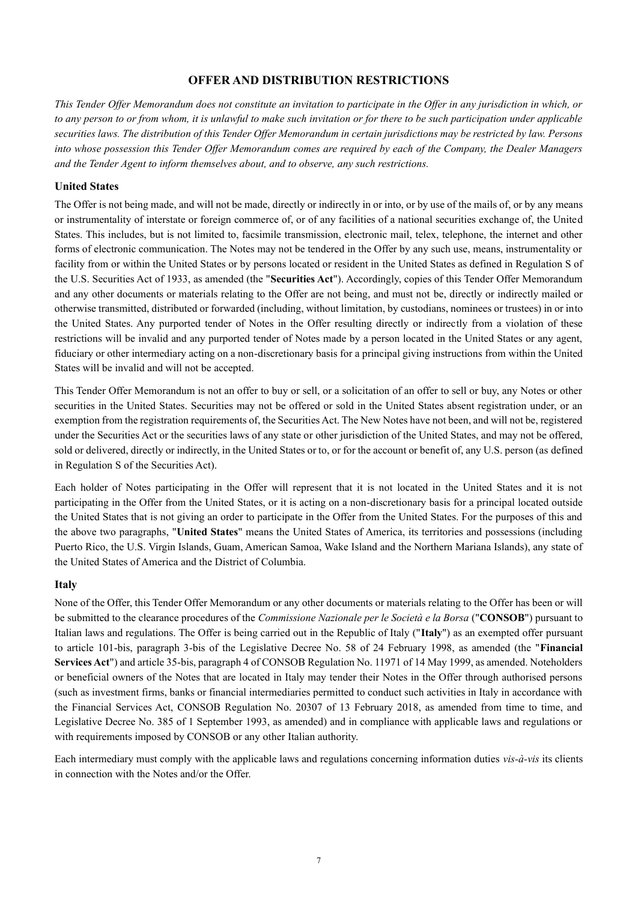# OFFER AND DISTRIBUTION RESTRICTIONS

*This Tender Offer Memorandum does not constitute an invitation to participate in the Offer in any jurisdiction in which, or to any person to or from whom, it is unlawful to make such invitation or for there to be such participation under applicable securities laws. The distribution of this Tender Offer Memorandum in certain jurisdictions may be restricted by law. Persons into whose possession this Tender Offer Memorandum comes are required by each of the Company, the Dealer Managers and the Tender Agent to inform themselves about, and to observe, any such restrictions.*

## United States

The Offer is not being made, and will not be made, directly or indirectly in or into, or by use of the mails of, or by any means or instrumentality of interstate or foreign commerce of, or of any facilities of a national securities exchange of, the United States. This includes, but is not limited to, facsimile transmission, electronic mail, telex, telephone, the internet and other forms of electronic communication. The Notes may not be tendered in the Offer by any such use, means, instrumentality or facility from or within the United States or by persons located or resident in the United States as defined in Regulation S of the U.S. Securities Act of 1933, as amended (the "**Securities Act**"). Accordingly, copies of this Tender Offer Memorandum and any other documents or materials relating to the Offer are not being, and must not be, directly or indirectly mailed or otherwise transmitted, distributed or forwarded (including, without limitation, by custodians, nominees or trustees) in or into the United States. Any purported tender of Notes in the Offer resulting directly or indirectly from a violation of these restrictions will be invalid and any purported tender of Notes made by a person located in the United States or any agent, fiduciary or other intermediary acting on a non-discretionary basis for a principal giving instructions from within the United States will be invalid and will not be accepted.

This Tender Offer Memorandum is not an offer to buy or sell, or a solicitation of an offer to sell or buy, any Notes or other securities in the United States. Securities may not be offered or sold in the United States absent registration under, or an exemption from the registration requirements of, the Securities Act. The New Notes have not been, and will not be, registered under the Securities Act or the securities laws of any state or other jurisdiction of the United States, and may not be offered, sold or delivered, directly or indirectly, in the United States or to, or for the account or benefit of, any U.S. person (as defined in Regulation S of the Securities Act).

Each holder of Notes participating in the Offer will represent that it is not located in the United States and it is not participating in the Offer from the United States, or it is acting on a non-discretionary basis for a principal located outside the United States that is not giving an order to participate in the Offer from the United States. For the purposes of this and the above two paragraphs, "**United States**" means the United States of America, its territories and possessions (including Puerto Rico, the U.S. Virgin Islands, Guam, American Samoa, Wake Island and the Northern Mariana Islands), any state of the United States of America and the District of Columbia.

## Italy

None of the Offer, this Tender Offer Memorandum or any other documents or materials relating to the Offer has been or will be submitted to the clearance procedures of the *Commissione Nazionale per le Società e la Borsa* ("**CONSOB**") pursuant to Italian laws and regulations. The Offer is being carried out in the Republic of Italy ("**Italy**") as an exempted offer pursuant to article 101-bis, paragraph 3-bis of the Legislative Decree No. 58 of 24 February 1998, as amended (the "**Financial Services Act**") and article 35-bis, paragraph 4 of CONSOB Regulation No. 11971 of 14 May 1999, as amended. Noteholders or beneficial owners of the Notes that are located in Italy may tender their Notes in the Offer through authorised persons (such as investment firms, banks or financial intermediaries permitted to conduct such activities in Italy in accordance with the Financial Services Act, CONSOB Regulation No. 20307 of 13 February 2018, as amended from time to time, and Legislative Decree No. 385 of 1 September 1993, as amended) and in compliance with applicable laws and regulations or with requirements imposed by CONSOB or any other Italian authority.

Each intermediary must comply with the applicable laws and regulations concerning information duties *vis-à-vis* its clients in connection with the Notes and/or the Offer.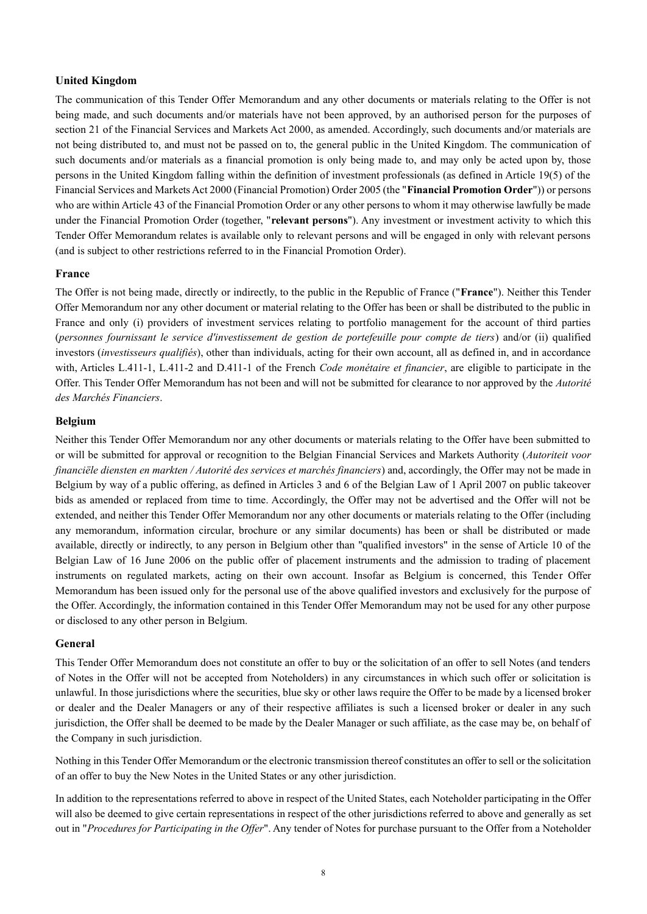### United Kingdom

The communication of this Tender Offer Memorandum and any other documents or materials relating to the Offer is not being made, and such documents and/or materials have not been approved, by an authorised person for the purposes of section 21 of the Financial Services and Markets Act 2000, as amended. Accordingly, such documents and/or materials are not being distributed to, and must not be passed on to, the general public in the United Kingdom. The communication of such documents and/or materials as a financial promotion is only being made to, and may only be acted upon by, those persons in the United Kingdom falling within the definition of investment professionals (as defined in Article 19(5) of the Financial Services and Markets Act 2000 (Financial Promotion) Order 2005 (the "**Financial Promotion Order**")) or persons who are within Article 43 of the Financial Promotion Order or any other persons to whom it may otherwise lawfully be made under the Financial Promotion Order (together, "**relevant persons**"). Any investment or investment activity to which this Tender Offer Memorandum relates is available only to relevant persons and will be engaged in only with relevant persons (and is subject to other restrictions referred to in the Financial Promotion Order).

### France

The Offer is not being made, directly or indirectly, to the public in the Republic of France ("**France**"). Neither this Tender Offer Memorandum nor any other document or material relating to the Offer has been or shall be distributed to the public in France and only (i) providers of investment services relating to portfolio management for the account of third parties (*personnes fournissant le service d'investissement de gestion de portefeuille pour compte de tiers*) and/or (ii) qualified investors (*investisseurs qualifiés*), other than individuals, acting for their own account, all as defined in, and in accordance with, Articles L.411-1, L.411-2 and D.411-1 of the French *Code monétaire et financier*, are eligible to participate in the Offer. This Tender Offer Memorandum has not been and will not be submitted for clearance to nor approved by the *Autorité des Marchés Financiers*.

### Belgium

Neither this Tender Offer Memorandum nor any other documents or materials relating to the Offer have been submitted to or will be submitted for approval or recognition to the Belgian Financial Services and Markets Authority (*Autoriteit voor financiële diensten en markten / Autorité des services et marchés financiers*) and, accordingly, the Offer may not be made in Belgium by way of a public offering, as defined in Articles 3 and 6 of the Belgian Law of 1 April 2007 on public takeover bids as amended or replaced from time to time. Accordingly, the Offer may not be advertised and the Offer will not be extended, and neither this Tender Offer Memorandum nor any other documents or materials relating to the Offer (including any memorandum, information circular, brochure or any similar documents) has been or shall be distributed or made available, directly or indirectly, to any person in Belgium other than "qualified investors" in the sense of Article 10 of the Belgian Law of 16 June 2006 on the public offer of placement instruments and the admission to trading of placement instruments on regulated markets, acting on their own account. Insofar as Belgium is concerned, this Tender Offer Memorandum has been issued only for the personal use of the above qualified investors and exclusively for the purpose of the Offer. Accordingly, the information contained in this Tender Offer Memorandum may not be used for any other purpose or disclosed to any other person in Belgium.

### General

This Tender Offer Memorandum does not constitute an offer to buy or the solicitation of an offer to sell Notes (and tenders of Notes in the Offer will not be accepted from Noteholders) in any circumstances in which such offer or solicitation is unlawful. In those jurisdictions where the securities, blue sky or other laws require the Offer to be made by a licensed broker or dealer and the Dealer Managers or any of their respective affiliates is such a licensed broker or dealer in any such jurisdiction, the Offer shall be deemed to be made by the Dealer Manager or such affiliate, as the case may be, on behalf of the Company in such jurisdiction.

Nothing in this Tender Offer Memorandum or the electronic transmission thereof constitutes an offer to sell or the solicitation of an offer to buy the New Notes in the United States or any other jurisdiction.

In addition to the representations referred to above in respect of the United States, each Noteholder participating in the Offer will also be deemed to give certain representations in respect of the other jurisdictions referred to above and generally as set out in "*Procedures for Participating in the Offer*". Any tender of Notes for purchase pursuant to the Offer from a Noteholder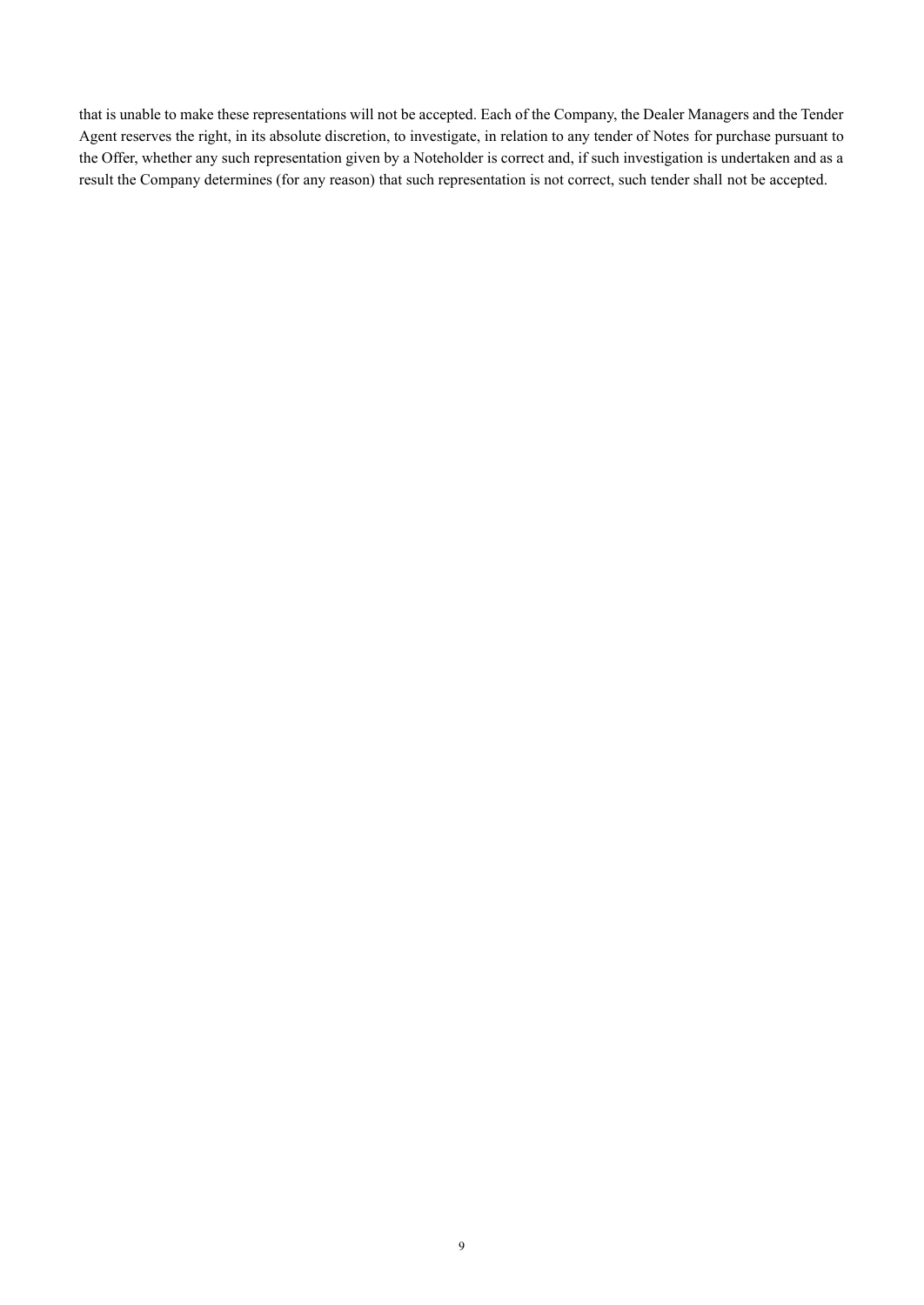that is unable to make these representations will not be accepted. Each of the Company, the Dealer Managers and the Tender Agent reserves the right, in its absolute discretion, to investigate, in relation to any tender of Notes for purchase pursuant to the Offer, whether any such representation given by a Noteholder is correct and, if such investigation is undertaken and as a result the Company determines (for any reason) that such representation is not correct, such tender shall not be accepted.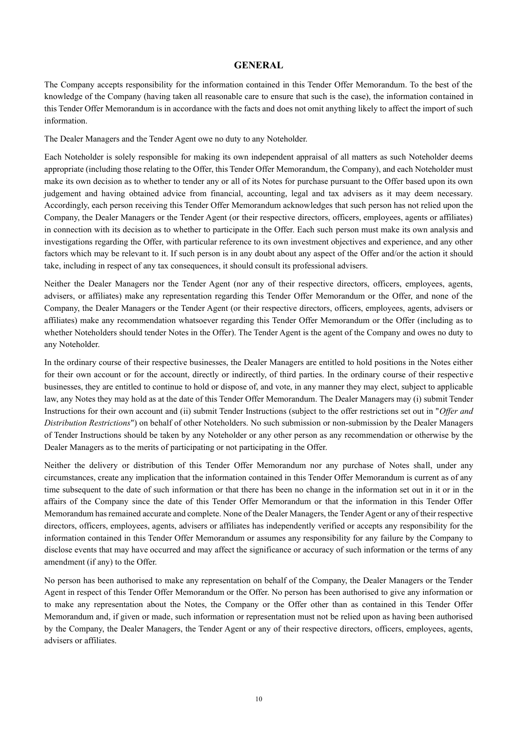# GENERAL

The Company accepts responsibility for the information contained in this Tender Offer Memorandum. To the best of the knowledge of the Company (having taken all reasonable care to ensure that such is the case), the information contained in this Tender Offer Memorandum is in accordance with the facts and does not omit anything likely to affect the import of such information.

The Dealer Managers and the Tender Agent owe no duty to any Noteholder.

Each Noteholder is solely responsible for making its own independent appraisal of all matters as such Noteholder deems appropriate (including those relating to the Offer, this Tender Offer Memorandum, the Company), and each Noteholder must make its own decision as to whether to tender any or all of its Notes for purchase pursuant to the Offer based upon its own judgement and having obtained advice from financial, accounting, legal and tax advisers as it may deem necessary. Accordingly, each person receiving this Tender Offer Memorandum acknowledges that such person has not relied upon the Company, the Dealer Managers or the Tender Agent (or their respective directors, officers, employees, agents or affiliates) in connection with its decision as to whether to participate in the Offer. Each such person must make its own analysis and investigations regarding the Offer, with particular reference to its own investment objectives and experience, and any other factors which may be relevant to it. If such person is in any doubt about any aspect of the Offer and/or the action it should take, including in respect of any tax consequences, it should consult its professional advisers.

Neither the Dealer Managers nor the Tender Agent (nor any of their respective directors, officers, employees, agents, advisers, or affiliates) make any representation regarding this Tender Offer Memorandum or the Offer, and none of the Company, the Dealer Managers or the Tender Agent (or their respective directors, officers, employees, agents, advisers or affiliates) make any recommendation whatsoever regarding this Tender Offer Memorandum or the Offer (including as to whether Noteholders should tender Notes in the Offer). The Tender Agent is the agent of the Company and owes no duty to any Noteholder.

In the ordinary course of their respective businesses, the Dealer Managers are entitled to hold positions in the Notes either for their own account or for the account, directly or indirectly, of third parties. In the ordinary course of their respective businesses, they are entitled to continue to hold or dispose of, and vote, in any manner they may elect, subject to applicable law, any Notes they may hold as at the date of this Tender Offer Memorandum. The Dealer Managers may (i) submit Tender Instructions for their own account and (ii) submit Tender Instructions (subject to the offer restrictions set out in "*Offer and Distribution Restrictions*") on behalf of other Noteholders. No such submission or non-submission by the Dealer Managers of Tender Instructions should be taken by any Noteholder or any other person as any recommendation or otherwise by the Dealer Managers as to the merits of participating or not participating in the Offer.

Neither the delivery or distribution of this Tender Offer Memorandum nor any purchase of Notes shall, under any circumstances, create any implication that the information contained in this Tender Offer Memorandum is current as of any time subsequent to the date of such information or that there has been no change in the information set out in it or in the affairs of the Company since the date of this Tender Offer Memorandum or that the information in this Tender Offer Memorandum has remained accurate and complete. None of the Dealer Managers, the Tender Agent or any of their respective directors, officers, employees, agents, advisers or affiliates has independently verified or accepts any responsibility for the information contained in this Tender Offer Memorandum or assumes any responsibility for any failure by the Company to disclose events that may have occurred and may affect the significance or accuracy of such information or the terms of any amendment (if any) to the Offer.

No person has been authorised to make any representation on behalf of the Company, the Dealer Managers or the Tender Agent in respect of this Tender Offer Memorandum or the Offer. No person has been authorised to give any information or to make any representation about the Notes, the Company or the Offer other than as contained in this Tender Offer Memorandum and, if given or made, such information or representation must not be relied upon as having been authorised by the Company, the Dealer Managers, the Tender Agent or any of their respective directors, officers, employees, agents, advisers or affiliates.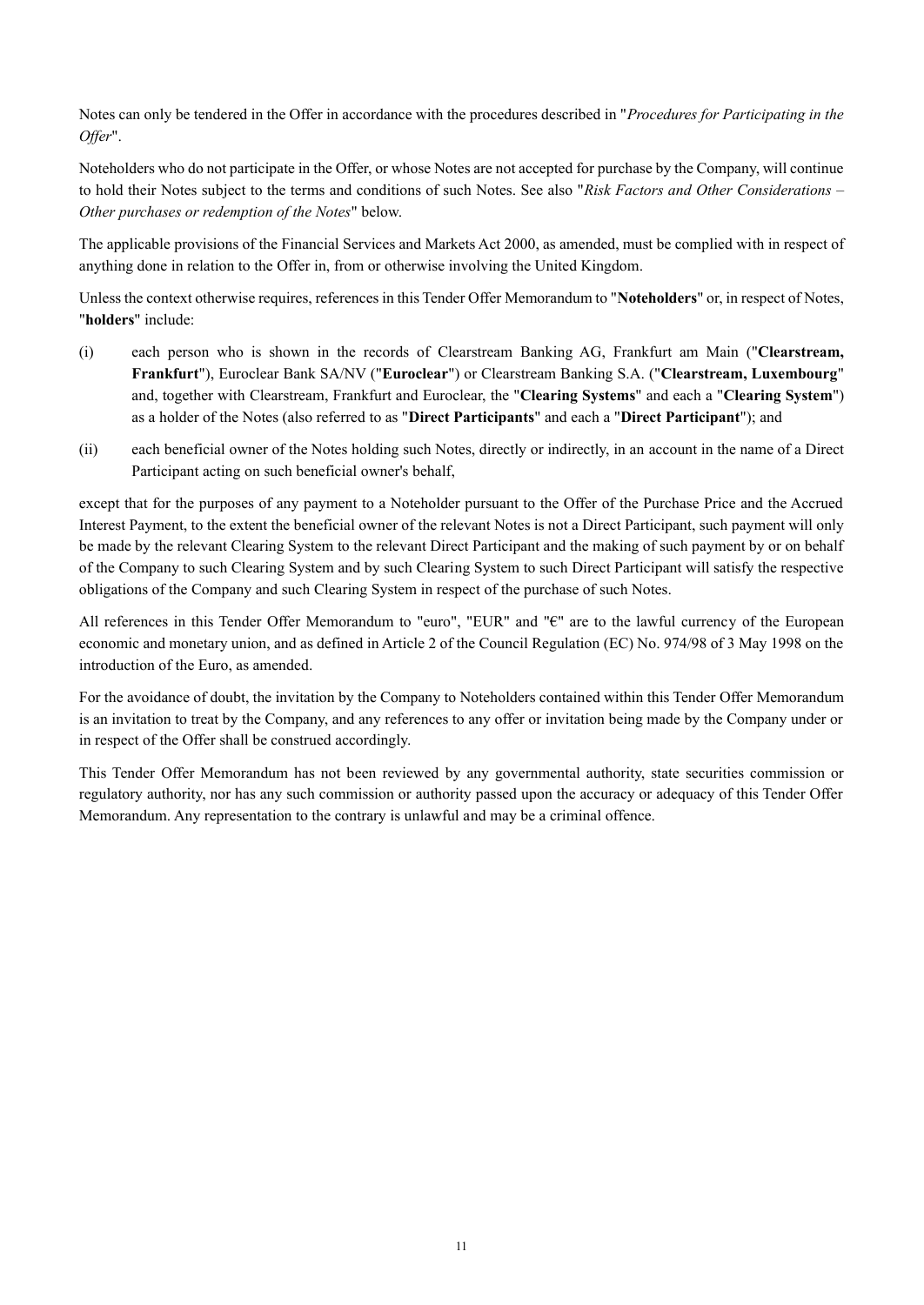Notes can only be tendered in the Offer in accordance with the procedures described in "*Procedures for Participating in the Offer*".

Noteholders who do not participate in the Offer, or whose Notes are not accepted for purchase by the Company, will continue to hold their Notes subject to the terms and conditions of such Notes. See also "*Risk Factors and Other Considerations – Other purchases or redemption of the Notes*" below.

The applicable provisions of the Financial Services and Markets Act 2000, as amended, must be complied with in respect of anything done in relation to the Offer in, from or otherwise involving the United Kingdom.

Unless the context otherwise requires, references in this Tender Offer Memorandum to "**Noteholders**" or, in respect of Notes, "**holders**" include:

(i) each person who is shown in the records of Clearstream Banking AG, Frankfurt am Main ("**Clearstream, Frankfurt**"), Euroclear Bank SA/NV ("**Euroclear**") or Clearstream Banking S.A. ("**Clearstream, Luxembourg**" and, together with Clearstream, Frankfurt and Euroclear, the "**Clearing Systems**" and each a "**Clearing System**") as a holder of the Notes (also referred to as "**Direct Participants**" and each a "**Direct Participant**"); and

(ii) each beneficial owner of the Notes holding such Notes, directly or indirectly, in an account in the name of a Direct Participant acting on such beneficial owner's behalf,

except that for the purposes of any payment to a Noteholder pursuant to the Offer of the Purchase Price and the Accrued Interest Payment, to the extent the beneficial owner of the relevant Notes is not a Direct Participant, such payment will only be made by the relevant Clearing System to the relevant Direct Participant and the making of such payment by or on behalf of the Company to such Clearing System and by such Clearing System to such Direct Participant will satisfy the respective obligations of the Company and such Clearing System in respect of the purchase of such Notes.

All references in this Tender Offer Memorandum to "euro", "EUR" and "€" are to the lawful currency of the European economic and monetary union, and as defined in Article 2 of the Council Regulation (EC) No. 974/98 of 3 May 1998 on the introduction of the Euro, as amended.

For the avoidance of doubt, the invitation by the Company to Noteholders contained within this Tender Offer Memorandum is an invitation to treat by the Company, and any references to any offer or invitation being made by the Company under or in respect of the Offer shall be construed accordingly.

This Tender Offer Memorandum has not been reviewed by any governmental authority, state securities commission or regulatory authority, nor has any such commission or authority passed upon the accuracy or adequacy of this Tender Offer Memorandum. Any representation to the contrary is unlawful and may be a criminal offence.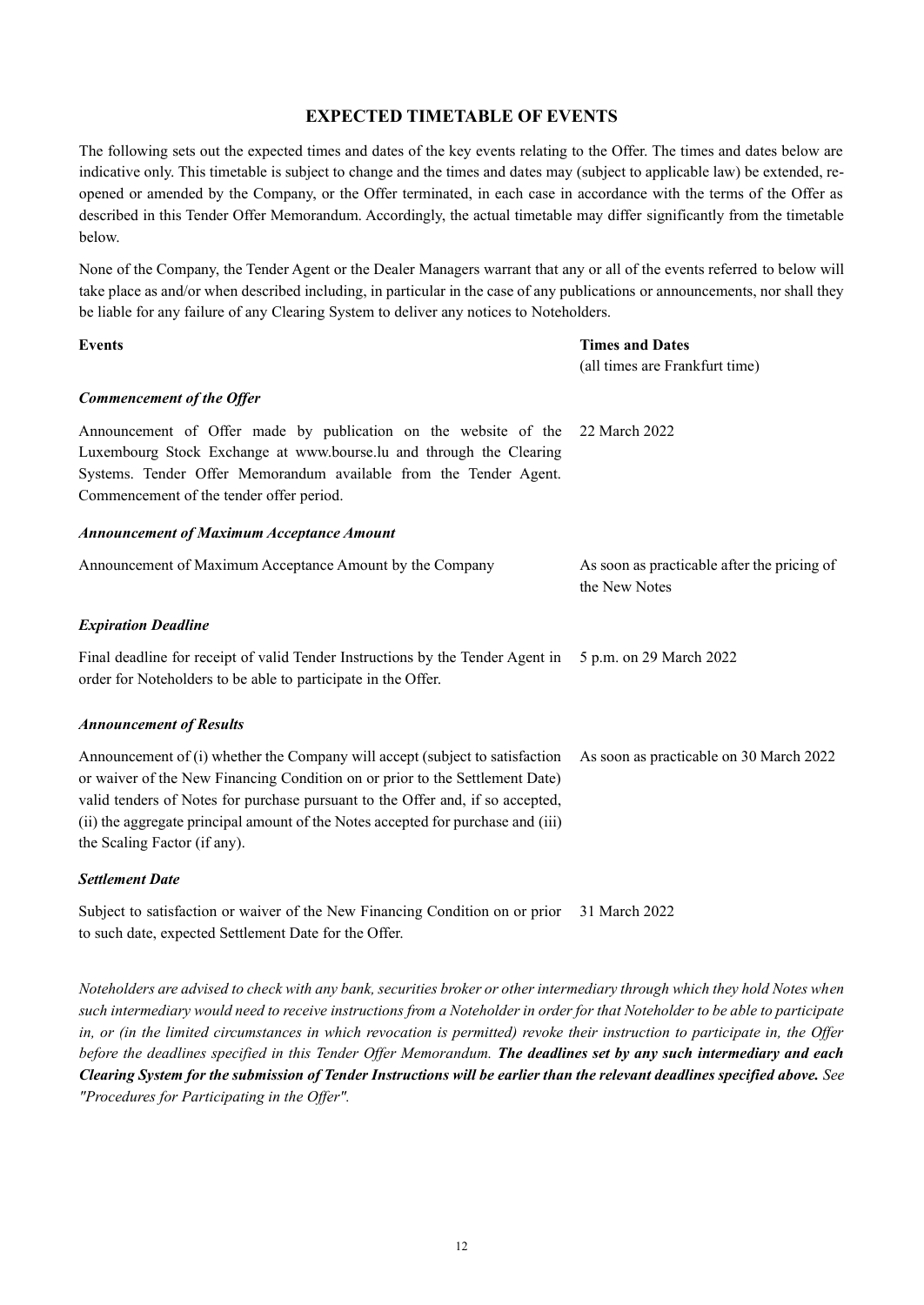## EXPECTED TIMETABLE OF EVENTS

The following sets out the expected times and dates of the key events relating to the Offer. The times and dates below are indicative only. This timetable is subject to change and the times and dates may (subject to applicable law) be extended, re-opened or amended by the Company, or the Offer terminated, in each case in accordance with the terms of the Offer as described in this Tender Offer Memorandum. Accordingly, the actual timetable may differ significantly from the timetable below.

None of the Company, the Tender Agent or the Dealer Managers warrant that any or all of the events referred to below will take place as and/or when described including, in particular in the case of any publications or announcements, nor shall they be liable for any failure of any Clearing System to deliver any notices to Noteholders.

| **Events** | **Times and Dates**<br>(all times are Frankfurt time) |
|---|---|
| ***Commencement of the Offer*** | |
| Announcement of Offer made by publication on the website of the Luxembourg Stock Exchange at www.bourse.lu and through the Clearing Systems. Tender Offer Memorandum available from the Tender Agent. Commencement of the tender offer period. | 22 March 2022 |
| ***Announcement of Maximum Acceptance Amount*** | |
| Announcement of Maximum Acceptance Amount by the Company | As soon as practicable after the pricing of the New Notes |
| ***Expiration Deadline*** | |
| Final deadline for receipt of valid Tender Instructions by the Tender Agent in order for Noteholders to be able to participate in the Offer. | 5 p.m. on 29 March 2022 |
| ***Announcement of Results*** | |
| Announcement of (i) whether the Company will accept (subject to satisfaction or waiver of the New Financing Condition on or prior to the Settlement Date) valid tenders of Notes for purchase pursuant to the Offer and, if so accepted, (ii) the aggregate principal amount of the Notes accepted for purchase and (iii) the Scaling Factor (if any). | As soon as practicable on 30 March 2022 |
| ***Settlement Date*** | |
| Subject to satisfaction or waiver of the New Financing Condition on or prior to such date, expected Settlement Date for the Offer. | 31 March 2022 |

*Noteholders are advised to check with any bank, securities broker or other intermediary through which they hold Notes when such intermediary would need to receive instructions from a Noteholder in order for that Noteholder to be able to participate in, or (in the limited circumstances in which revocation is permitted) revoke their instruction to participate in, the Offer before the deadlines specified in this Tender Offer Memorandum.* ***The deadlines set by any such intermediary and each Clearing System for the submission of Tender Instructions will be earlier than the relevant deadlines specified above.*** *See "Procedures for Participating in the Offer".*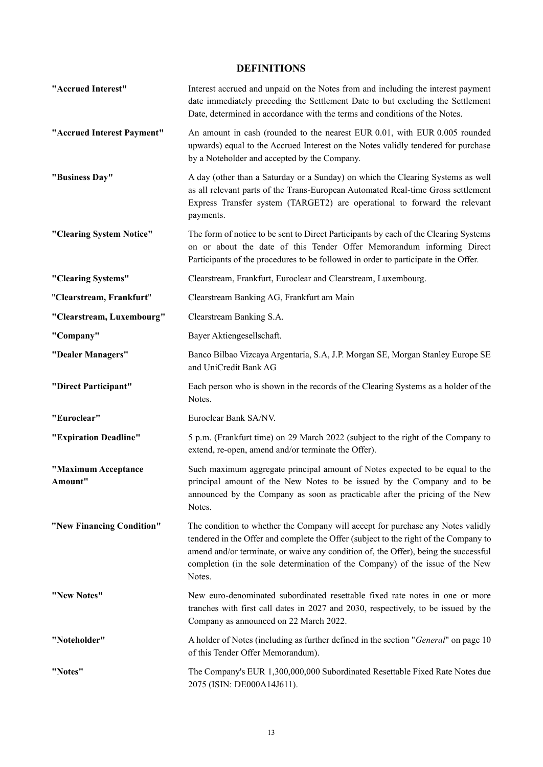## DEFINITIONS

**"Accrued Interest"** Interest accrued and unpaid on the Notes from and including the interest payment date immediately preceding the Settlement Date to but excluding the Settlement Date, determined in accordance with the terms and conditions of the Notes.

**"Accrued Interest Payment"** An amount in cash (rounded to the nearest EUR 0.01, with EUR 0.005 rounded upwards) equal to the Accrued Interest on the Notes validly tendered for purchase by a Noteholder and accepted by the Company.

**"Business Day"** A day (other than a Saturday or a Sunday) on which the Clearing Systems as well as all relevant parts of the Trans-European Automated Real-time Gross settlement Express Transfer system (TARGET2) are operational to forward the relevant payments.

**"Clearing System Notice"** The form of notice to be sent to Direct Participants by each of the Clearing Systems on or about the date of this Tender Offer Memorandum informing Direct Participants of the procedures to be followed in order to participate in the Offer.

**"Clearing Systems"** Clearstream, Frankfurt, Euroclear and Clearstream, Luxembourg.

**"Clearstream, Frankfurt"** Clearstream Banking AG, Frankfurt am Main

**"Clearstream, Luxembourg"** Clearstream Banking S.A.

**"Company"** Bayer Aktiengesellschaft.

**"Dealer Managers"** Banco Bilbao Vizcaya Argentaria, S.A, J.P. Morgan SE, Morgan Stanley Europe SE and UniCredit Bank AG

**"Direct Participant"** Each person who is shown in the records of the Clearing Systems as a holder of the Notes.

**"Euroclear"** Euroclear Bank SA/NV.

**"Expiration Deadline"** 5 p.m. (Frankfurt time) on 29 March 2022 (subject to the right of the Company to extend, re-open, amend and/or terminate the Offer).

**"Maximum Acceptance Amount"** Such maximum aggregate principal amount of Notes expected to be equal to the principal amount of the New Notes to be issued by the Company and to be announced by the Company as soon as practicable after the pricing of the New Notes.

**"New Financing Condition"** The condition to whether the Company will accept for purchase any Notes validly tendered in the Offer and complete the Offer (subject to the right of the Company to amend and/or terminate, or waive any condition of, the Offer), being the successful completion (in the sole determination of the Company) of the issue of the New Notes.

**"New Notes"** New euro-denominated subordinated resettable fixed rate notes in one or more tranches with first call dates in 2027 and 2030, respectively, to be issued by the Company as announced on 22 March 2022.

**"Noteholder"** A holder of Notes (including as further defined in the section "*General*" on page 10 of this Tender Offer Memorandum).

**"Notes"** The Company's EUR 1,300,000,000 Subordinated Resettable Fixed Rate Notes due 2075 (ISIN: DE000A14J611).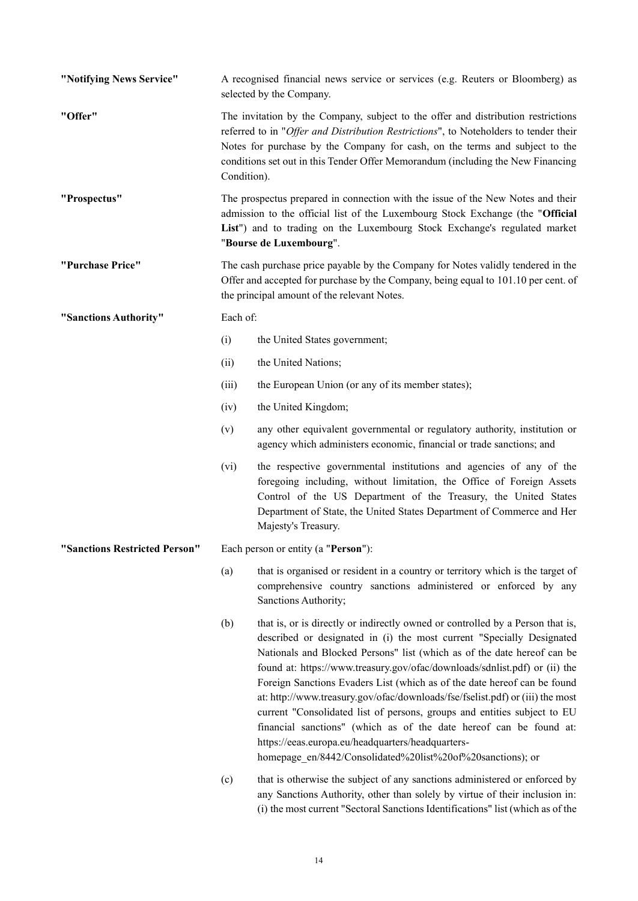**"Notifying News Service"**

A recognised financial news service or services (e.g. Reuters or Bloomberg) as selected by the Company.

**"Offer"**

The invitation by the Company, subject to the offer and distribution restrictions referred to in "*Offer and Distribution Restrictions*", to Noteholders to tender their Notes for purchase by the Company for cash, on the terms and subject to the conditions set out in this Tender Offer Memorandum (including the New Financing Condition).

**"Prospectus"**

The prospectus prepared in connection with the issue of the New Notes and their admission to the official list of the Luxembourg Stock Exchange (the "**Official List**") and to trading on the Luxembourg Stock Exchange's regulated market "**Bourse de Luxembourg**".

**"Purchase Price"**

The cash purchase price payable by the Company for Notes validly tendered in the Offer and accepted for purchase by the Company, being equal to 101.10 per cent. of the principal amount of the relevant Notes.

**"Sanctions Authority"**

Each of:

(i) the United States government;

(ii) the United Nations;

(iii) the European Union (or any of its member states);

(iv) the United Kingdom;

(v) any other equivalent governmental or regulatory authority, institution or agency which administers economic, financial or trade sanctions; and

(vi) the respective governmental institutions and agencies of any of the foregoing including, without limitation, the Office of Foreign Assets Control of the US Department of the Treasury, the United States Department of State, the United States Department of Commerce and Her Majesty's Treasury.

**"Sanctions Restricted Person"**

Each person or entity (a "**Person**"):

(a) that is organised or resident in a country or territory which is the target of comprehensive country sanctions administered or enforced by any Sanctions Authority;

(b) that is, or is directly or indirectly owned or controlled by a Person that is, described or designated in (i) the most current "Specially Designated Nationals and Blocked Persons" list (which as of the date hereof can be found at: https://www.treasury.gov/ofac/downloads/sdnlist.pdf) or (ii) the Foreign Sanctions Evaders List (which as of the date hereof can be found at: http://www.treasury.gov/ofac/downloads/fse/fselist.pdf) or (iii) the most current "Consolidated list of persons, groups and entities subject to EU financial sanctions" (which as of the date hereof can be found at: https://eeas.europa.eu/headquarters/headquarters-homepage_en/8442/Consolidated%20list%20of%20sanctions); or

(c) that is otherwise the subject of any sanctions administered or enforced by any Sanctions Authority, other than solely by virtue of their inclusion in: (i) the most current "Sectoral Sanctions Identifications" list (which as of the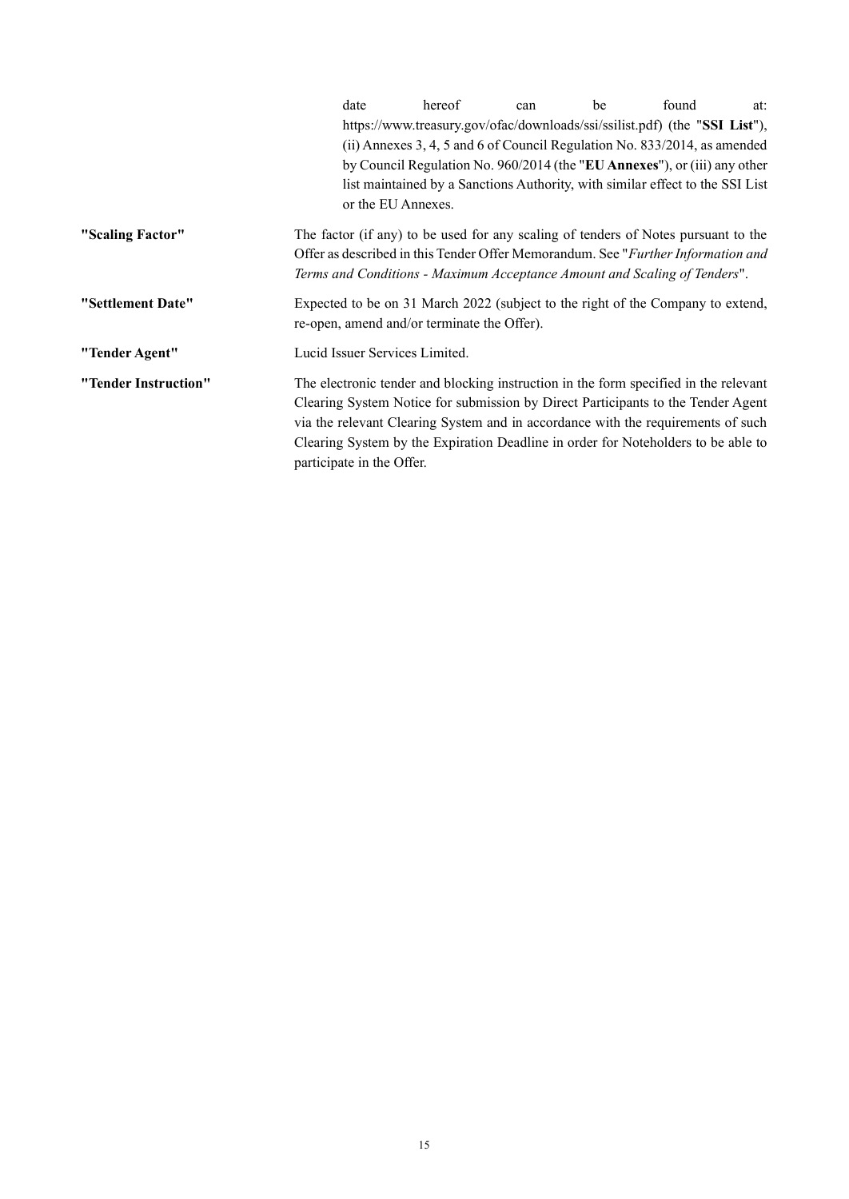date hereof can be found at: https://www.treasury.gov/ofac/downloads/ssi/ssilist.pdf) (the "**SSI List**"), (ii) Annexes 3, 4, 5 and 6 of Council Regulation No. 833/2014, as amended by Council Regulation No. 960/2014 (the "**EU Annexes**"), or (iii) any other list maintained by a Sanctions Authority, with similar effect to the SSI List or the EU Annexes.

| | |
|---|---|
| **"Scaling Factor"** | The factor (if any) to be used for any scaling of tenders of Notes pursuant to the Offer as described in this Tender Offer Memorandum. See "*Further Information and Terms and Conditions - Maximum Acceptance Amount and Scaling of Tenders*". |
| **"Settlement Date"** | Expected to be on 31 March 2022 (subject to the right of the Company to extend, re-open, amend and/or terminate the Offer). |
| **"Tender Agent"** | Lucid Issuer Services Limited. |
| **"Tender Instruction"** | The electronic tender and blocking instruction in the form specified in the relevant Clearing System Notice for submission by Direct Participants to the Tender Agent via the relevant Clearing System and in accordance with the requirements of such Clearing System by the Expiration Deadline in order for Noteholders to be able to participate in the Offer. |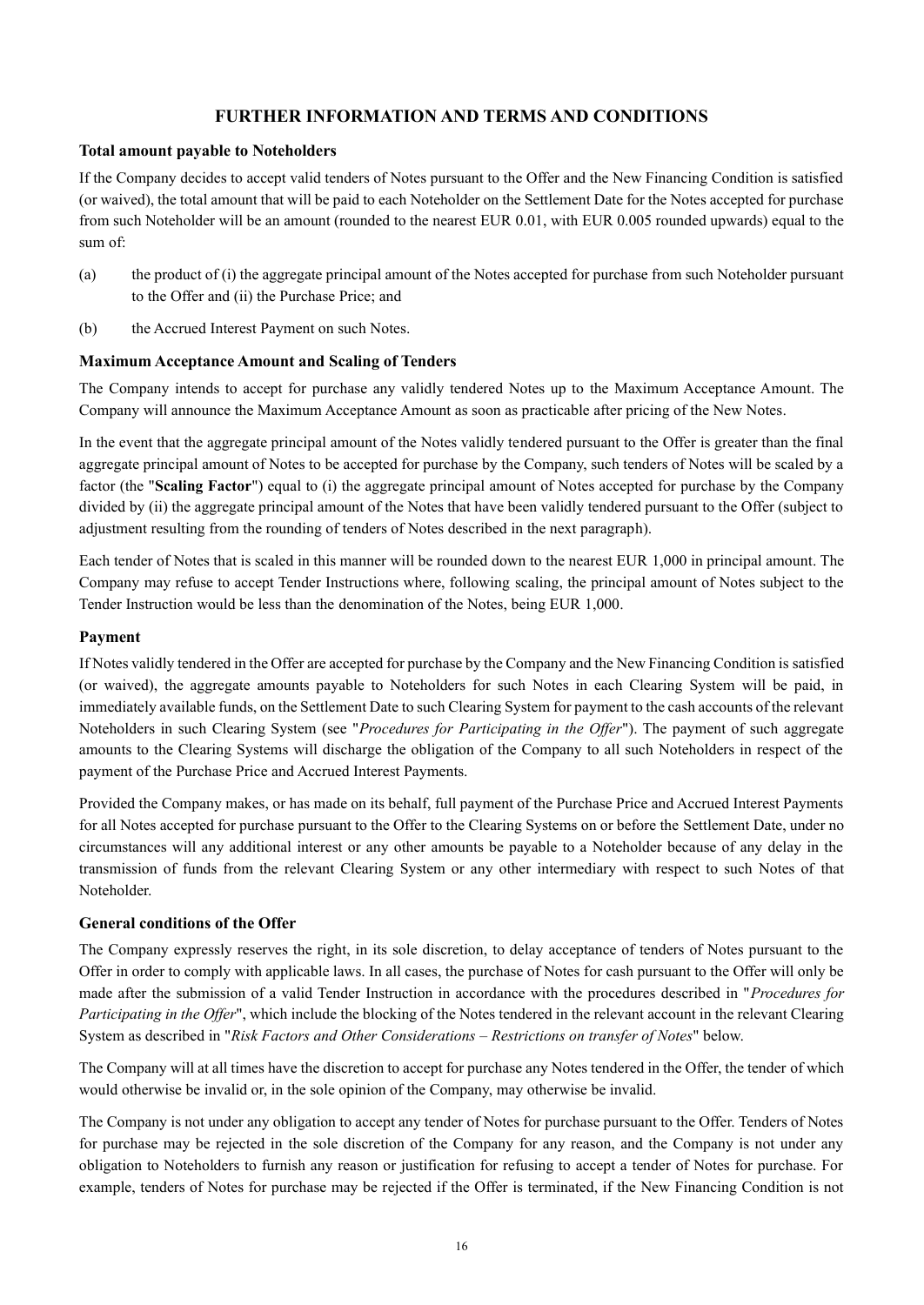# FURTHER INFORMATION AND TERMS AND CONDITIONS

### Total amount payable to Noteholders

If the Company decides to accept valid tenders of Notes pursuant to the Offer and the New Financing Condition is satisfied (or waived), the total amount that will be paid to each Noteholder on the Settlement Date for the Notes accepted for purchase from such Noteholder will be an amount (rounded to the nearest EUR 0.01, with EUR 0.005 rounded upwards) equal to the sum of:

(a) the product of (i) the aggregate principal amount of the Notes accepted for purchase from such Noteholder pursuant to the Offer and (ii) the Purchase Price; and

(b) the Accrued Interest Payment on such Notes.

### Maximum Acceptance Amount and Scaling of Tenders

The Company intends to accept for purchase any validly tendered Notes up to the Maximum Acceptance Amount. The Company will announce the Maximum Acceptance Amount as soon as practicable after pricing of the New Notes.

In the event that the aggregate principal amount of the Notes validly tendered pursuant to the Offer is greater than the final aggregate principal amount of Notes to be accepted for purchase by the Company, such tenders of Notes will be scaled by a factor (the "**Scaling Factor**") equal to (i) the aggregate principal amount of Notes accepted for purchase by the Company divided by (ii) the aggregate principal amount of the Notes that have been validly tendered pursuant to the Offer (subject to adjustment resulting from the rounding of tenders of Notes described in the next paragraph).

Each tender of Notes that is scaled in this manner will be rounded down to the nearest EUR 1,000 in principal amount. The Company may refuse to accept Tender Instructions where, following scaling, the principal amount of Notes subject to the Tender Instruction would be less than the denomination of the Notes, being EUR 1,000.

### Payment

If Notes validly tendered in the Offer are accepted for purchase by the Company and the New Financing Condition is satisfied (or waived), the aggregate amounts payable to Noteholders for such Notes in each Clearing System will be paid, in immediately available funds, on the Settlement Date to such Clearing System for payment to the cash accounts of the relevant Noteholders in such Clearing System (see "*Procedures for Participating in the Offer*"). The payment of such aggregate amounts to the Clearing Systems will discharge the obligation of the Company to all such Noteholders in respect of the payment of the Purchase Price and Accrued Interest Payments.

Provided the Company makes, or has made on its behalf, full payment of the Purchase Price and Accrued Interest Payments for all Notes accepted for purchase pursuant to the Offer to the Clearing Systems on or before the Settlement Date, under no circumstances will any additional interest or any other amounts be payable to a Noteholder because of any delay in the transmission of funds from the relevant Clearing System or any other intermediary with respect to such Notes of that Noteholder.

### General conditions of the Offer

The Company expressly reserves the right, in its sole discretion, to delay acceptance of tenders of Notes pursuant to the Offer in order to comply with applicable laws. In all cases, the purchase of Notes for cash pursuant to the Offer will only be made after the submission of a valid Tender Instruction in accordance with the procedures described in "*Procedures for Participating in the Offer*", which include the blocking of the Notes tendered in the relevant account in the relevant Clearing System as described in "*Risk Factors and Other Considerations – Restrictions on transfer of Notes*" below.

The Company will at all times have the discretion to accept for purchase any Notes tendered in the Offer, the tender of which would otherwise be invalid or, in the sole opinion of the Company, may otherwise be invalid.

The Company is not under any obligation to accept any tender of Notes for purchase pursuant to the Offer. Tenders of Notes for purchase may be rejected in the sole discretion of the Company for any reason, and the Company is not under any obligation to Noteholders to furnish any reason or justification for refusing to accept a tender of Notes for purchase. For example, tenders of Notes for purchase may be rejected if the Offer is terminated, if the New Financing Condition is not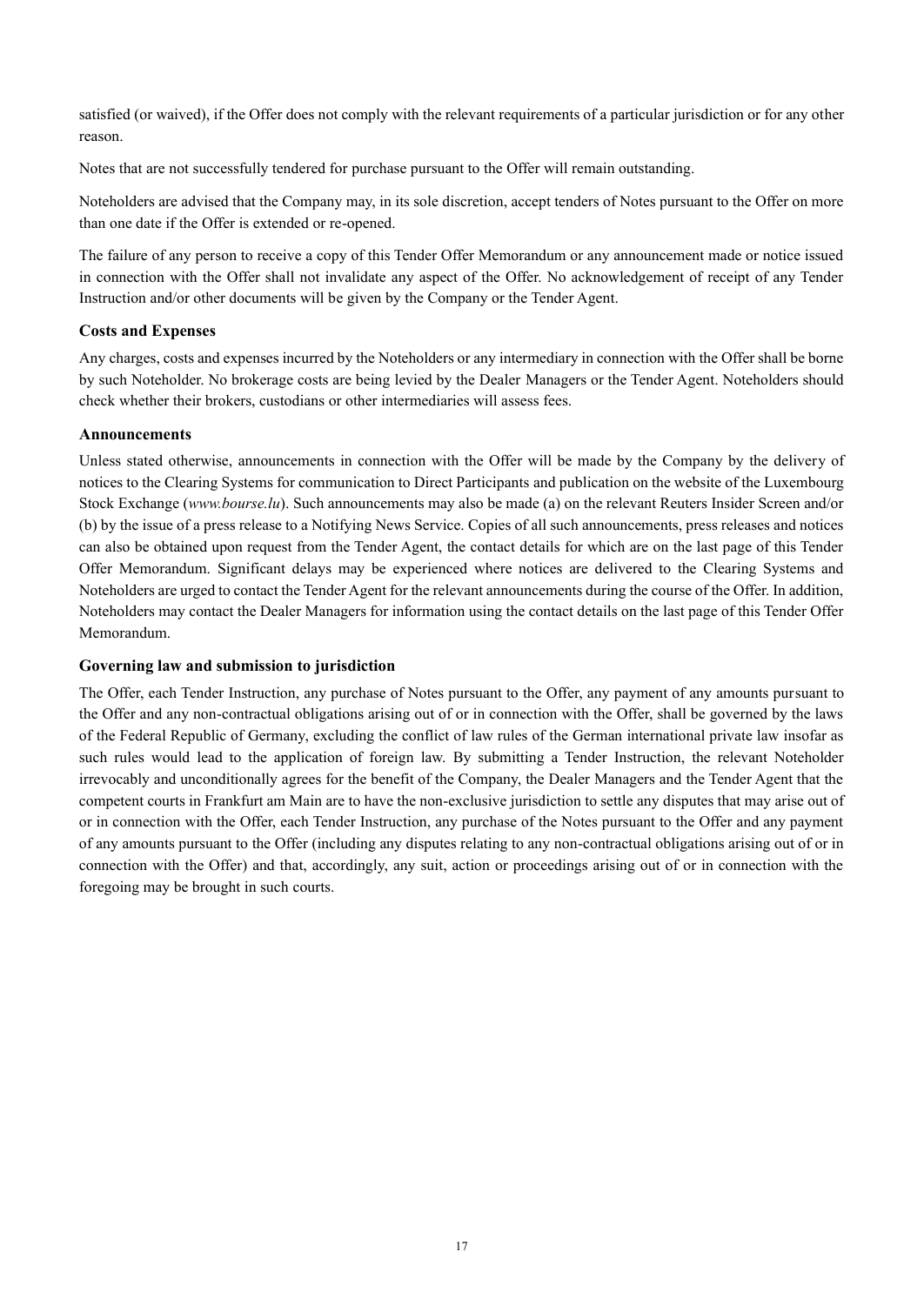satisfied (or waived), if the Offer does not comply with the relevant requirements of a particular jurisdiction or for any other reason.

Notes that are not successfully tendered for purchase pursuant to the Offer will remain outstanding.

Noteholders are advised that the Company may, in its sole discretion, accept tenders of Notes pursuant to the Offer on more than one date if the Offer is extended or re-opened.

The failure of any person to receive a copy of this Tender Offer Memorandum or any announcement made or notice issued in connection with the Offer shall not invalidate any aspect of the Offer. No acknowledgement of receipt of any Tender Instruction and/or other documents will be given by the Company or the Tender Agent.

### Costs and Expenses

Any charges, costs and expenses incurred by the Noteholders or any intermediary in connection with the Offer shall be borne by such Noteholder. No brokerage costs are being levied by the Dealer Managers or the Tender Agent. Noteholders should check whether their brokers, custodians or other intermediaries will assess fees.

### Announcements

Unless stated otherwise, announcements in connection with the Offer will be made by the Company by the delivery of notices to the Clearing Systems for communication to Direct Participants and publication on the website of the Luxembourg Stock Exchange (*www.bourse.lu*). Such announcements may also be made (a) on the relevant Reuters Insider Screen and/or (b) by the issue of a press release to a Notifying News Service. Copies of all such announcements, press releases and notices can also be obtained upon request from the Tender Agent, the contact details for which are on the last page of this Tender Offer Memorandum. Significant delays may be experienced where notices are delivered to the Clearing Systems and Noteholders are urged to contact the Tender Agent for the relevant announcements during the course of the Offer. In addition, Noteholders may contact the Dealer Managers for information using the contact details on the last page of this Tender Offer Memorandum.

### Governing law and submission to jurisdiction

The Offer, each Tender Instruction, any purchase of Notes pursuant to the Offer, any payment of any amounts pursuant to the Offer and any non-contractual obligations arising out of or in connection with the Offer, shall be governed by the laws of the Federal Republic of Germany, excluding the conflict of law rules of the German international private law insofar as such rules would lead to the application of foreign law. By submitting a Tender Instruction, the relevant Noteholder irrevocably and unconditionally agrees for the benefit of the Company, the Dealer Managers and the Tender Agent that the competent courts in Frankfurt am Main are to have the non-exclusive jurisdiction to settle any disputes that may arise out of or in connection with the Offer, each Tender Instruction, any purchase of the Notes pursuant to the Offer and any payment of any amounts pursuant to the Offer (including any disputes relating to any non-contractual obligations arising out of or in connection with the Offer) and that, accordingly, any suit, action or proceedings arising out of or in connection with the foregoing may be brought in such courts.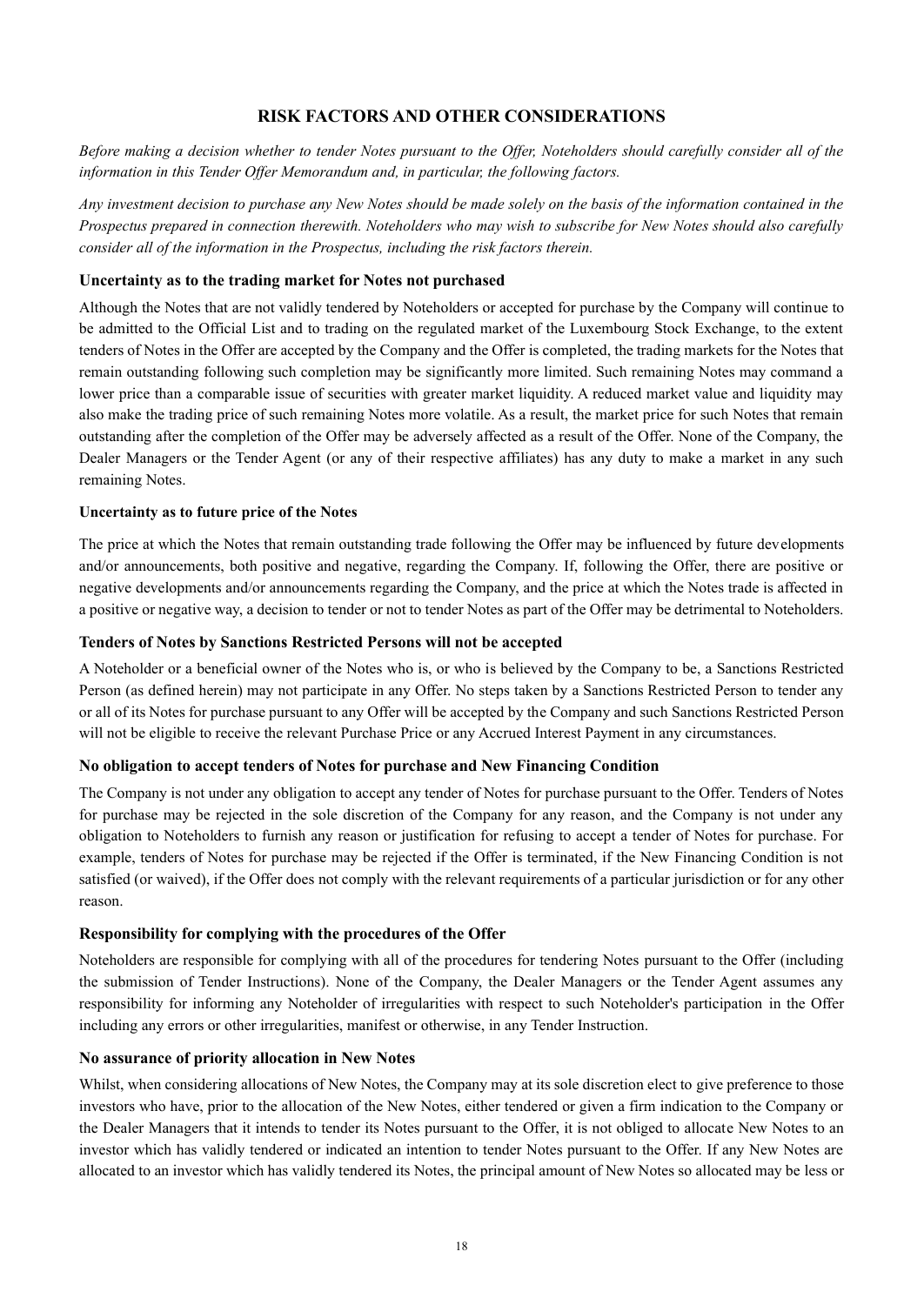# RISK FACTORS AND OTHER CONSIDERATIONS

*Before making a decision whether to tender Notes pursuant to the Offer, Noteholders should carefully consider all of the information in this Tender Offer Memorandum and, in particular, the following factors.*

*Any investment decision to purchase any New Notes should be made solely on the basis of the information contained in the Prospectus prepared in connection therewith. Noteholders who may wish to subscribe for New Notes should also carefully consider all of the information in the Prospectus, including the risk factors therein.*

### Uncertainty as to the trading market for Notes not purchased

Although the Notes that are not validly tendered by Noteholders or accepted for purchase by the Company will continue to be admitted to the Official List and to trading on the regulated market of the Luxembourg Stock Exchange, to the extent tenders of Notes in the Offer are accepted by the Company and the Offer is completed, the trading markets for the Notes that remain outstanding following such completion may be significantly more limited. Such remaining Notes may command a lower price than a comparable issue of securities with greater market liquidity. A reduced market value and liquidity may also make the trading price of such remaining Notes more volatile. As a result, the market price for such Notes that remain outstanding after the completion of the Offer may be adversely affected as a result of the Offer. None of the Company, the Dealer Managers or the Tender Agent (or any of their respective affiliates) has any duty to make a market in any such remaining Notes.

### Uncertainty as to future price of the Notes

The price at which the Notes that remain outstanding trade following the Offer may be influenced by future developments and/or announcements, both positive and negative, regarding the Company. If, following the Offer, there are positive or negative developments and/or announcements regarding the Company, and the price at which the Notes trade is affected in a positive or negative way, a decision to tender or not to tender Notes as part of the Offer may be detrimental to Noteholders.

### Tenders of Notes by Sanctions Restricted Persons will not be accepted

A Noteholder or a beneficial owner of the Notes who is, or who is believed by the Company to be, a Sanctions Restricted Person (as defined herein) may not participate in any Offer. No steps taken by a Sanctions Restricted Person to tender any or all of its Notes for purchase pursuant to any Offer will be accepted by the Company and such Sanctions Restricted Person will not be eligible to receive the relevant Purchase Price or any Accrued Interest Payment in any circumstances.

### No obligation to accept tenders of Notes for purchase and New Financing Condition

The Company is not under any obligation to accept any tender of Notes for purchase pursuant to the Offer. Tenders of Notes for purchase may be rejected in the sole discretion of the Company for any reason, and the Company is not under any obligation to Noteholders to furnish any reason or justification for refusing to accept a tender of Notes for purchase. For example, tenders of Notes for purchase may be rejected if the Offer is terminated, if the New Financing Condition is not satisfied (or waived), if the Offer does not comply with the relevant requirements of a particular jurisdiction or for any other reason.

### Responsibility for complying with the procedures of the Offer

Noteholders are responsible for complying with all of the procedures for tendering Notes pursuant to the Offer (including the submission of Tender Instructions). None of the Company, the Dealer Managers or the Tender Agent assumes any responsibility for informing any Noteholder of irregularities with respect to such Noteholder's participation in the Offer including any errors or other irregularities, manifest or otherwise, in any Tender Instruction.

### No assurance of priority allocation in New Notes

Whilst, when considering allocations of New Notes, the Company may at its sole discretion elect to give preference to those investors who have, prior to the allocation of the New Notes, either tendered or given a firm indication to the Company or the Dealer Managers that it intends to tender its Notes pursuant to the Offer, it is not obliged to allocate New Notes to an investor which has validly tendered or indicated an intention to tender Notes pursuant to the Offer. If any New Notes are allocated to an investor which has validly tendered its Notes, the principal amount of New Notes so allocated may be less or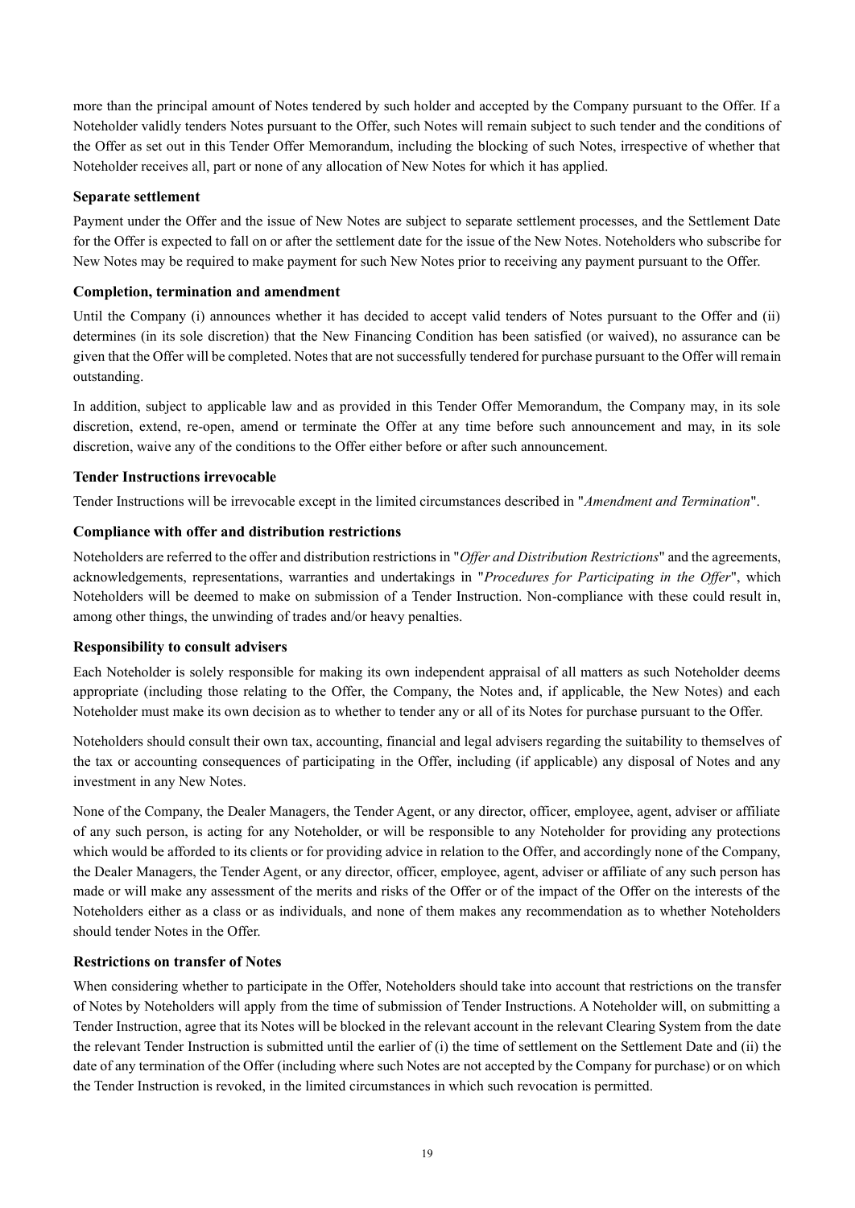more than the principal amount of Notes tendered by such holder and accepted by the Company pursuant to the Offer. If a Noteholder validly tenders Notes pursuant to the Offer, such Notes will remain subject to such tender and the conditions of the Offer as set out in this Tender Offer Memorandum, including the blocking of such Notes, irrespective of whether that Noteholder receives all, part or none of any allocation of New Notes for which it has applied.

**Separate settlement**

Payment under the Offer and the issue of New Notes are subject to separate settlement processes, and the Settlement Date for the Offer is expected to fall on or after the settlement date for the issue of the New Notes. Noteholders who subscribe for New Notes may be required to make payment for such New Notes prior to receiving any payment pursuant to the Offer.

**Completion, termination and amendment**

Until the Company (i) announces whether it has decided to accept valid tenders of Notes pursuant to the Offer and (ii) determines (in its sole discretion) that the New Financing Condition has been satisfied (or waived), no assurance can be given that the Offer will be completed. Notes that are not successfully tendered for purchase pursuant to the Offer will remain outstanding.

In addition, subject to applicable law and as provided in this Tender Offer Memorandum, the Company may, in its sole discretion, extend, re-open, amend or terminate the Offer at any time before such announcement and may, in its sole discretion, waive any of the conditions to the Offer either before or after such announcement.

**Tender Instructions irrevocable**

Tender Instructions will be irrevocable except in the limited circumstances described in "*Amendment and Termination*".

**Compliance with offer and distribution restrictions**

Noteholders are referred to the offer and distribution restrictions in "*Offer and Distribution Restrictions*" and the agreements, acknowledgements, representations, warranties and undertakings in "*Procedures for Participating in the Offer*", which Noteholders will be deemed to make on submission of a Tender Instruction. Non-compliance with these could result in, among other things, the unwinding of trades and/or heavy penalties.

**Responsibility to consult advisers**

Each Noteholder is solely responsible for making its own independent appraisal of all matters as such Noteholder deems appropriate (including those relating to the Offer, the Company, the Notes and, if applicable, the New Notes) and each Noteholder must make its own decision as to whether to tender any or all of its Notes for purchase pursuant to the Offer.

Noteholders should consult their own tax, accounting, financial and legal advisers regarding the suitability to themselves of the tax or accounting consequences of participating in the Offer, including (if applicable) any disposal of Notes and any investment in any New Notes.

None of the Company, the Dealer Managers, the Tender Agent, or any director, officer, employee, agent, adviser or affiliate of any such person, is acting for any Noteholder, or will be responsible to any Noteholder for providing any protections which would be afforded to its clients or for providing advice in relation to the Offer, and accordingly none of the Company, the Dealer Managers, the Tender Agent, or any director, officer, employee, agent, adviser or affiliate of any such person has made or will make any assessment of the merits and risks of the Offer or of the impact of the Offer on the interests of the Noteholders either as a class or as individuals, and none of them makes any recommendation as to whether Noteholders should tender Notes in the Offer.

**Restrictions on transfer of Notes**

When considering whether to participate in the Offer, Noteholders should take into account that restrictions on the transfer of Notes by Noteholders will apply from the time of submission of Tender Instructions. A Noteholder will, on submitting a Tender Instruction, agree that its Notes will be blocked in the relevant account in the relevant Clearing System from the date the relevant Tender Instruction is submitted until the earlier of (i) the time of settlement on the Settlement Date and (ii) the date of any termination of the Offer (including where such Notes are not accepted by the Company for purchase) or on which the Tender Instruction is revoked, in the limited circumstances in which such revocation is permitted.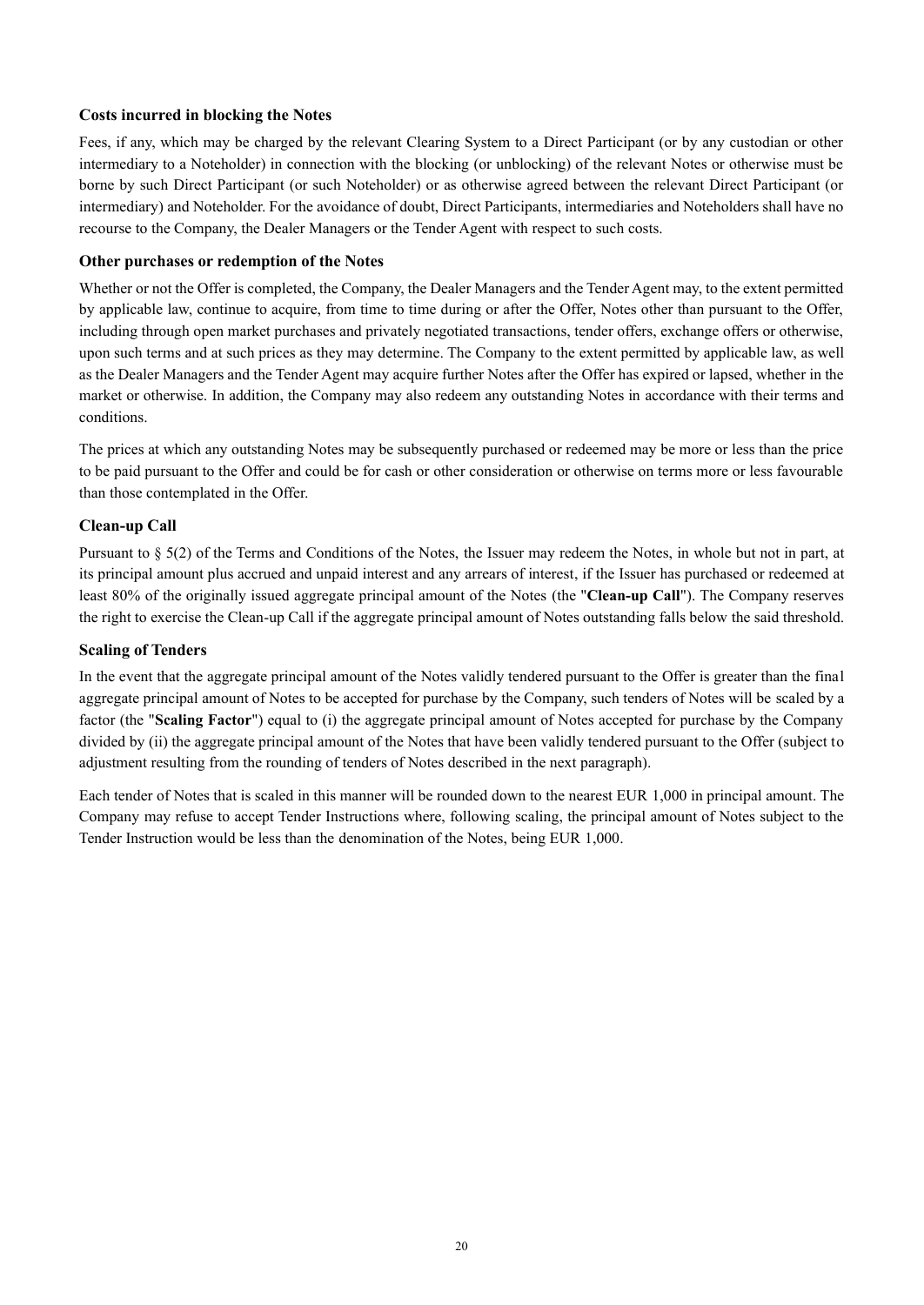### Costs incurred in blocking the Notes

Fees, if any, which may be charged by the relevant Clearing System to a Direct Participant (or by any custodian or other intermediary to a Noteholder) in connection with the blocking (or unblocking) of the relevant Notes or otherwise must be borne by such Direct Participant (or such Noteholder) or as otherwise agreed between the relevant Direct Participant (or intermediary) and Noteholder. For the avoidance of doubt, Direct Participants, intermediaries and Noteholders shall have no recourse to the Company, the Dealer Managers or the Tender Agent with respect to such costs.

### Other purchases or redemption of the Notes

Whether or not the Offer is completed, the Company, the Dealer Managers and the Tender Agent may, to the extent permitted by applicable law, continue to acquire, from time to time during or after the Offer, Notes other than pursuant to the Offer, including through open market purchases and privately negotiated transactions, tender offers, exchange offers or otherwise, upon such terms and at such prices as they may determine. The Company to the extent permitted by applicable law, as well as the Dealer Managers and the Tender Agent may acquire further Notes after the Offer has expired or lapsed, whether in the market or otherwise. In addition, the Company may also redeem any outstanding Notes in accordance with their terms and conditions.

The prices at which any outstanding Notes may be subsequently purchased or redeemed may be more or less than the price to be paid pursuant to the Offer and could be for cash or other consideration or otherwise on terms more or less favourable than those contemplated in the Offer.

### Clean-up Call

Pursuant to § 5(2) of the Terms and Conditions of the Notes, the Issuer may redeem the Notes, in whole but not in part, at its principal amount plus accrued and unpaid interest and any arrears of interest, if the Issuer has purchased or redeemed at least 80% of the originally issued aggregate principal amount of the Notes (the "**Clean-up Call**"). The Company reserves the right to exercise the Clean-up Call if the aggregate principal amount of Notes outstanding falls below the said threshold.

### Scaling of Tenders

In the event that the aggregate principal amount of the Notes validly tendered pursuant to the Offer is greater than the final aggregate principal amount of Notes to be accepted for purchase by the Company, such tenders of Notes will be scaled by a factor (the "**Scaling Factor**") equal to (i) the aggregate principal amount of Notes accepted for purchase by the Company divided by (ii) the aggregate principal amount of the Notes that have been validly tendered pursuant to the Offer (subject to adjustment resulting from the rounding of tenders of Notes described in the next paragraph).

Each tender of Notes that is scaled in this manner will be rounded down to the nearest EUR 1,000 in principal amount. The Company may refuse to accept Tender Instructions where, following scaling, the principal amount of Notes subject to the Tender Instruction would be less than the denomination of the Notes, being EUR 1,000.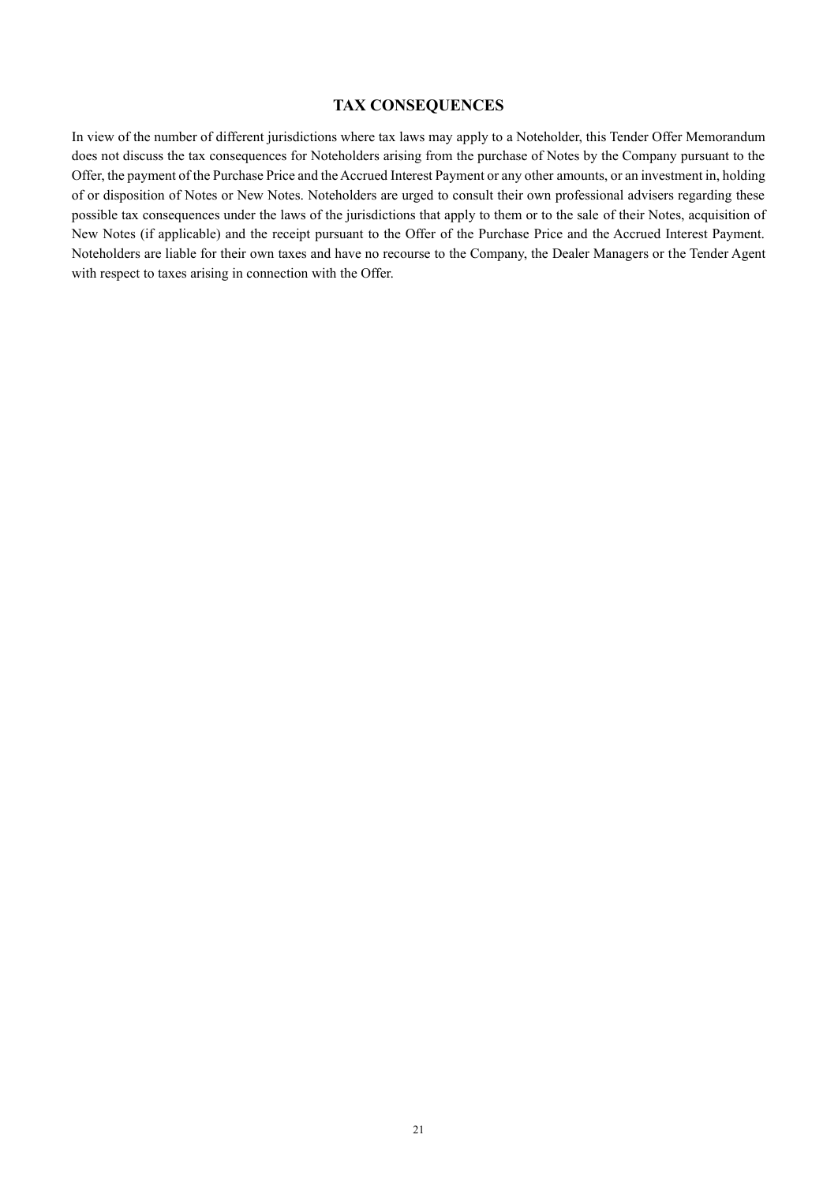## TAX CONSEQUENCES

In view of the number of different jurisdictions where tax laws may apply to a Noteholder, this Tender Offer Memorandum does not discuss the tax consequences for Noteholders arising from the purchase of Notes by the Company pursuant to the Offer, the payment of the Purchase Price and the Accrued Interest Payment or any other amounts, or an investment in, holding of or disposition of Notes or New Notes. Noteholders are urged to consult their own professional advisers regarding these possible tax consequences under the laws of the jurisdictions that apply to them or to the sale of their Notes, acquisition of New Notes (if applicable) and the receipt pursuant to the Offer of the Purchase Price and the Accrued Interest Payment. Noteholders are liable for their own taxes and have no recourse to the Company, the Dealer Managers or the Tender Agent with respect to taxes arising in connection with the Offer.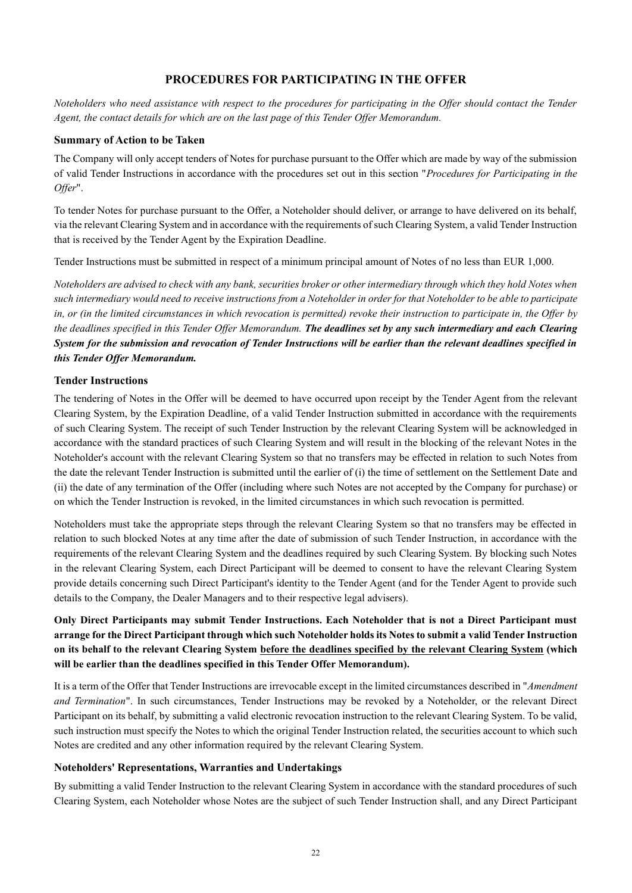# PROCEDURES FOR PARTICIPATING IN THE OFFER

*Noteholders who need assistance with respect to the procedures for participating in the Offer should contact the Tender Agent, the contact details for which are on the last page of this Tender Offer Memorandum.*

### Summary of Action to be Taken

The Company will only accept tenders of Notes for purchase pursuant to the Offer which are made by way of the submission of valid Tender Instructions in accordance with the procedures set out in this section "*Procedures for Participating in the Offer*".

To tender Notes for purchase pursuant to the Offer, a Noteholder should deliver, or arrange to have delivered on its behalf, via the relevant Clearing System and in accordance with the requirements of such Clearing System, a valid Tender Instruction that is received by the Tender Agent by the Expiration Deadline.

Tender Instructions must be submitted in respect of a minimum principal amount of Notes of no less than EUR 1,000.

*Noteholders are advised to check with any bank, securities broker or other intermediary through which they hold Notes when such intermediary would need to receive instructions from a Noteholder in order for that Noteholder to be able to participate in, or (in the limited circumstances in which revocation is permitted) revoke their instruction to participate in, the Offer by the deadlines specified in this Tender Offer Memorandum.* ***The deadlines set by any such intermediary and each Clearing System for the submission and revocation of Tender Instructions will be earlier than the relevant deadlines specified in this Tender Offer Memorandum.***

### Tender Instructions

The tendering of Notes in the Offer will be deemed to have occurred upon receipt by the Tender Agent from the relevant Clearing System, by the Expiration Deadline, of a valid Tender Instruction submitted in accordance with the requirements of such Clearing System. The receipt of such Tender Instruction by the relevant Clearing System will be acknowledged in accordance with the standard practices of such Clearing System and will result in the blocking of the relevant Notes in the Noteholder's account with the relevant Clearing System so that no transfers may be effected in relation to such Notes from the date the relevant Tender Instruction is submitted until the earlier of (i) the time of settlement on the Settlement Date and (ii) the date of any termination of the Offer (including where such Notes are not accepted by the Company for purchase) or on which the Tender Instruction is revoked, in the limited circumstances in which such revocation is permitted.

Noteholders must take the appropriate steps through the relevant Clearing System so that no transfers may be effected in relation to such blocked Notes at any time after the date of submission of such Tender Instruction, in accordance with the requirements of the relevant Clearing System and the deadlines required by such Clearing System. By blocking such Notes in the relevant Clearing System, each Direct Participant will be deemed to consent to have the relevant Clearing System provide details concerning such Direct Participant's identity to the Tender Agent (and for the Tender Agent to provide such details to the Company, the Dealer Managers and to their respective legal advisers).

**Only Direct Participants may submit Tender Instructions. Each Noteholder that is not a Direct Participant must arrange for the Direct Participant through which such Noteholder holds its Notes to submit a valid Tender Instruction on its behalf to the relevant Clearing System before the deadlines specified by the relevant Clearing System (which will be earlier than the deadlines specified in this Tender Offer Memorandum).**

It is a term of the Offer that Tender Instructions are irrevocable except in the limited circumstances described in "*Amendment and Termination*". In such circumstances, Tender Instructions may be revoked by a Noteholder, or the relevant Direct Participant on its behalf, by submitting a valid electronic revocation instruction to the relevant Clearing System. To be valid, such instruction must specify the Notes to which the original Tender Instruction related, the securities account to which such Notes are credited and any other information required by the relevant Clearing System.

### Noteholders' Representations, Warranties and Undertakings

By submitting a valid Tender Instruction to the relevant Clearing System in accordance with the standard procedures of such Clearing System, each Noteholder whose Notes are the subject of such Tender Instruction shall, and any Direct Participant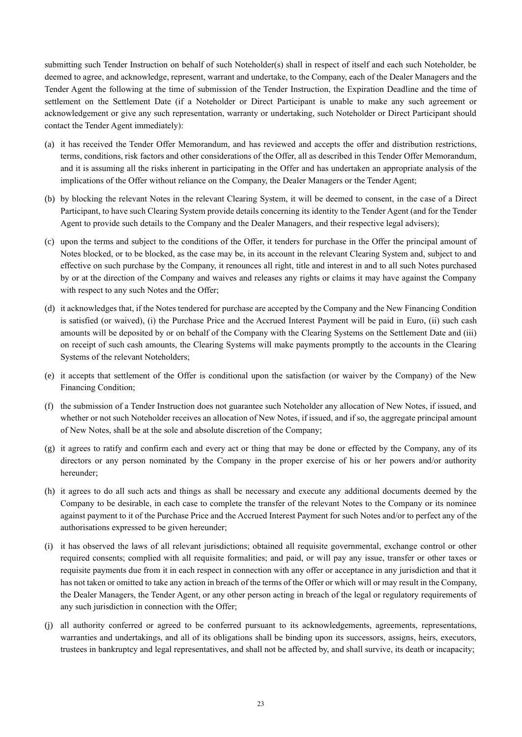submitting such Tender Instruction on behalf of such Noteholder(s) shall in respect of itself and each such Noteholder, be deemed to agree, and acknowledge, represent, warrant and undertake, to the Company, each of the Dealer Managers and the Tender Agent the following at the time of submission of the Tender Instruction, the Expiration Deadline and the time of settlement on the Settlement Date (if a Noteholder or Direct Participant is unable to make any such agreement or acknowledgement or give any such representation, warranty or undertaking, such Noteholder or Direct Participant should contact the Tender Agent immediately):

(a) it has received the Tender Offer Memorandum, and has reviewed and accepts the offer and distribution restrictions, terms, conditions, risk factors and other considerations of the Offer, all as described in this Tender Offer Memorandum, and it is assuming all the risks inherent in participating in the Offer and has undertaken an appropriate analysis of the implications of the Offer without reliance on the Company, the Dealer Managers or the Tender Agent;

(b) by blocking the relevant Notes in the relevant Clearing System, it will be deemed to consent, in the case of a Direct Participant, to have such Clearing System provide details concerning its identity to the Tender Agent (and for the Tender Agent to provide such details to the Company and the Dealer Managers, and their respective legal advisers);

(c) upon the terms and subject to the conditions of the Offer, it tenders for purchase in the Offer the principal amount of Notes blocked, or to be blocked, as the case may be, in its account in the relevant Clearing System and, subject to and effective on such purchase by the Company, it renounces all right, title and interest in and to all such Notes purchased by or at the direction of the Company and waives and releases any rights or claims it may have against the Company with respect to any such Notes and the Offer;

(d) it acknowledges that, if the Notes tendered for purchase are accepted by the Company and the New Financing Condition is satisfied (or waived), (i) the Purchase Price and the Accrued Interest Payment will be paid in Euro, (ii) such cash amounts will be deposited by or on behalf of the Company with the Clearing Systems on the Settlement Date and (iii) on receipt of such cash amounts, the Clearing Systems will make payments promptly to the accounts in the Clearing Systems of the relevant Noteholders;

(e) it accepts that settlement of the Offer is conditional upon the satisfaction (or waiver by the Company) of the New Financing Condition;

(f) the submission of a Tender Instruction does not guarantee such Noteholder any allocation of New Notes, if issued, and whether or not such Noteholder receives an allocation of New Notes, if issued, and if so, the aggregate principal amount of New Notes, shall be at the sole and absolute discretion of the Company;

(g) it agrees to ratify and confirm each and every act or thing that may be done or effected by the Company, any of its directors or any person nominated by the Company in the proper exercise of his or her powers and/or authority hereunder;

(h) it agrees to do all such acts and things as shall be necessary and execute any additional documents deemed by the Company to be desirable, in each case to complete the transfer of the relevant Notes to the Company or its nominee against payment to it of the Purchase Price and the Accrued Interest Payment for such Notes and/or to perfect any of the authorisations expressed to be given hereunder;

(i) it has observed the laws of all relevant jurisdictions; obtained all requisite governmental, exchange control or other required consents; complied with all requisite formalities; and paid, or will pay any issue, transfer or other taxes or requisite payments due from it in each respect in connection with any offer or acceptance in any jurisdiction and that it has not taken or omitted to take any action in breach of the terms of the Offer or which will or may result in the Company, the Dealer Managers, the Tender Agent, or any other person acting in breach of the legal or regulatory requirements of any such jurisdiction in connection with the Offer;

(j) all authority conferred or agreed to be conferred pursuant to its acknowledgements, agreements, representations, warranties and undertakings, and all of its obligations shall be binding upon its successors, assigns, heirs, executors, trustees in bankruptcy and legal representatives, and shall not be affected by, and shall survive, its death or incapacity;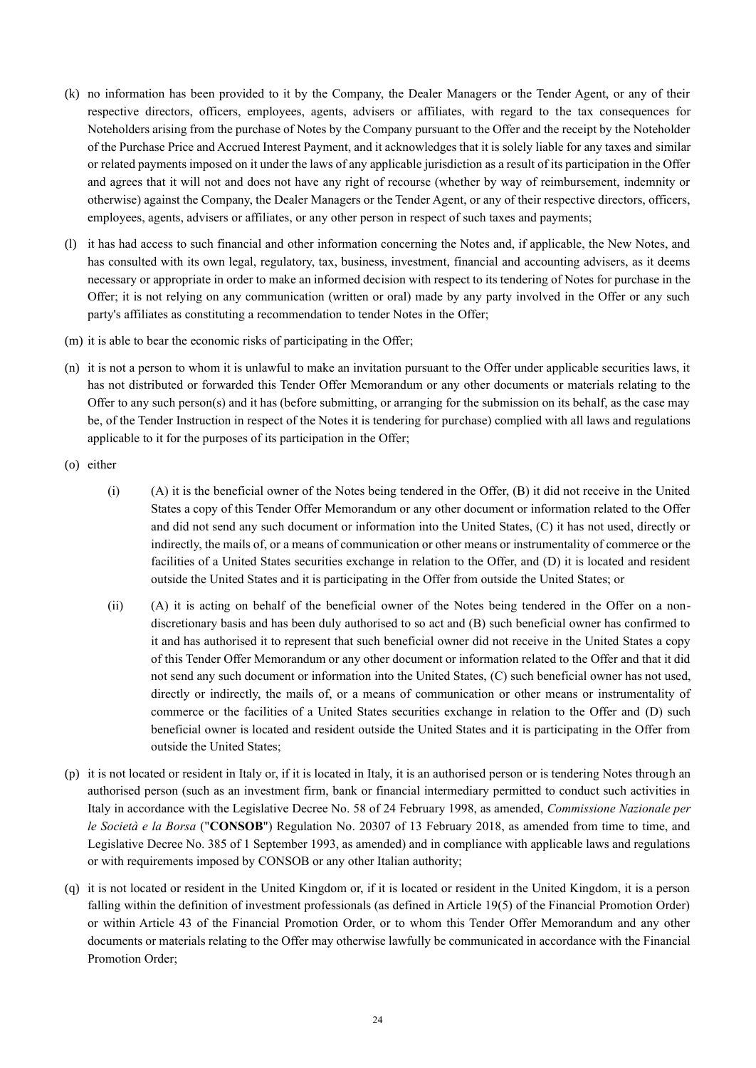(k) no information has been provided to it by the Company, the Dealer Managers or the Tender Agent, or any of their respective directors, officers, employees, agents, advisers or affiliates, with regard to the tax consequences for Noteholders arising from the purchase of Notes by the Company pursuant to the Offer and the receipt by the Noteholder of the Purchase Price and Accrued Interest Payment, and it acknowledges that it is solely liable for any taxes and similar or related payments imposed on it under the laws of any applicable jurisdiction as a result of its participation in the Offer and agrees that it will not and does not have any right of recourse (whether by way of reimbursement, indemnity or otherwise) against the Company, the Dealer Managers or the Tender Agent, or any of their respective directors, officers, employees, agents, advisers or affiliates, or any other person in respect of such taxes and payments;

(l) it has had access to such financial and other information concerning the Notes and, if applicable, the New Notes, and has consulted with its own legal, regulatory, tax, business, investment, financial and accounting advisers, as it deems necessary or appropriate in order to make an informed decision with respect to its tendering of Notes for purchase in the Offer; it is not relying on any communication (written or oral) made by any party involved in the Offer or any such party's affiliates as constituting a recommendation to tender Notes in the Offer;

(m) it is able to bear the economic risks of participating in the Offer;

(n) it is not a person to whom it is unlawful to make an invitation pursuant to the Offer under applicable securities laws, it has not distributed or forwarded this Tender Offer Memorandum or any other documents or materials relating to the Offer to any such person(s) and it has (before submitting, or arranging for the submission on its behalf, as the case may be, of the Tender Instruction in respect of the Notes it is tendering for purchase) complied with all laws and regulations applicable to it for the purposes of its participation in the Offer;

(o) either

  (i) (A) it is the beneficial owner of the Notes being tendered in the Offer, (B) it did not receive in the United States a copy of this Tender Offer Memorandum or any other document or information related to the Offer and did not send any such document or information into the United States, (C) it has not used, directly or indirectly, the mails of, or a means of communication or other means or instrumentality of commerce or the facilities of a United States securities exchange in relation to the Offer, and (D) it is located and resident outside the United States and it is participating in the Offer from outside the United States; or

  (ii) (A) it is acting on behalf of the beneficial owner of the Notes being tendered in the Offer on a non-discretionary basis and has been duly authorised to so act and (B) such beneficial owner has confirmed to it and has authorised it to represent that such beneficial owner did not receive in the United States a copy of this Tender Offer Memorandum or any other document or information related to the Offer and that it did not send any such document or information into the United States, (C) such beneficial owner has not used, directly or indirectly, the mails of, or a means of communication or other means or instrumentality of commerce or the facilities of a United States securities exchange in relation to the Offer and (D) such beneficial owner is located and resident outside the United States and it is participating in the Offer from outside the United States;

(p) it is not located or resident in Italy or, if it is located in Italy, it is an authorised person or is tendering Notes through an authorised person (such as an investment firm, bank or financial intermediary permitted to conduct such activities in Italy in accordance with the Legislative Decree No. 58 of 24 February 1998, as amended, *Commissione Nazionale per le Società e la Borsa* ("**CONSOB**") Regulation No. 20307 of 13 February 2018, as amended from time to time, and Legislative Decree No. 385 of 1 September 1993, as amended) and in compliance with applicable laws and regulations or with requirements imposed by CONSOB or any other Italian authority;

(q) it is not located or resident in the United Kingdom or, if it is located or resident in the United Kingdom, it is a person falling within the definition of investment professionals (as defined in Article 19(5) of the Financial Promotion Order) or within Article 43 of the Financial Promotion Order, or to whom this Tender Offer Memorandum and any other documents or materials relating to the Offer may otherwise lawfully be communicated in accordance with the Financial Promotion Order;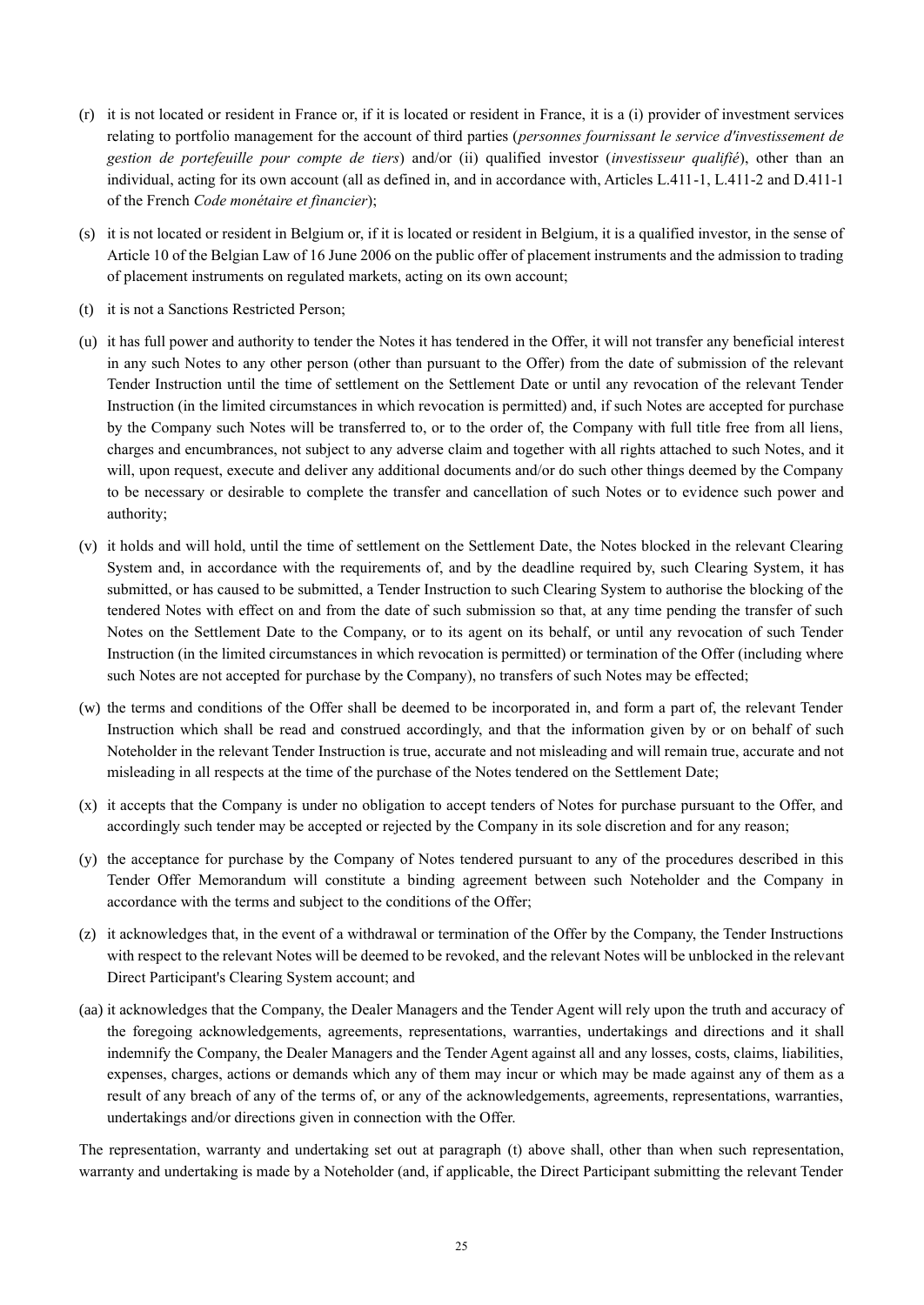(r) it is not located or resident in France or, if it is located or resident in France, it is a (i) provider of investment services relating to portfolio management for the account of third parties (*personnes fournissant le service d'investissement de gestion de portefeuille pour compte de tiers*) and/or (ii) qualified investor (*investisseur qualifié*), other than an individual, acting for its own account (all as defined in, and in accordance with, Articles L.411-1, L.411-2 and D.411-1 of the French *Code monétaire et financier*);

(s) it is not located or resident in Belgium or, if it is located or resident in Belgium, it is a qualified investor, in the sense of Article 10 of the Belgian Law of 16 June 2006 on the public offer of placement instruments and the admission to trading of placement instruments on regulated markets, acting on its own account;

(t) it is not a Sanctions Restricted Person;

(u) it has full power and authority to tender the Notes it has tendered in the Offer, it will not transfer any beneficial interest in any such Notes to any other person (other than pursuant to the Offer) from the date of submission of the relevant Tender Instruction until the time of settlement on the Settlement Date or until any revocation of the relevant Tender Instruction (in the limited circumstances in which revocation is permitted) and, if such Notes are accepted for purchase by the Company such Notes will be transferred to, or to the order of, the Company with full title free from all liens, charges and encumbrances, not subject to any adverse claim and together with all rights attached to such Notes, and it will, upon request, execute and deliver any additional documents and/or do such other things deemed by the Company to be necessary or desirable to complete the transfer and cancellation of such Notes or to evidence such power and authority;

(v) it holds and will hold, until the time of settlement on the Settlement Date, the Notes blocked in the relevant Clearing System and, in accordance with the requirements of, and by the deadline required by, such Clearing System, it has submitted, or has caused to be submitted, a Tender Instruction to such Clearing System to authorise the blocking of the tendered Notes with effect on and from the date of such submission so that, at any time pending the transfer of such Notes on the Settlement Date to the Company, or to its agent on its behalf, or until any revocation of such Tender Instruction (in the limited circumstances in which revocation is permitted) or termination of the Offer (including where such Notes are not accepted for purchase by the Company), no transfers of such Notes may be effected;

(w) the terms and conditions of the Offer shall be deemed to be incorporated in, and form a part of, the relevant Tender Instruction which shall be read and construed accordingly, and that the information given by or on behalf of such Noteholder in the relevant Tender Instruction is true, accurate and not misleading and will remain true, accurate and not misleading in all respects at the time of the purchase of the Notes tendered on the Settlement Date;

(x) it accepts that the Company is under no obligation to accept tenders of Notes for purchase pursuant to the Offer, and accordingly such tender may be accepted or rejected by the Company in its sole discretion and for any reason;

(y) the acceptance for purchase by the Company of Notes tendered pursuant to any of the procedures described in this Tender Offer Memorandum will constitute a binding agreement between such Noteholder and the Company in accordance with the terms and subject to the conditions of the Offer;

(z) it acknowledges that, in the event of a withdrawal or termination of the Offer by the Company, the Tender Instructions with respect to the relevant Notes will be deemed to be revoked, and the relevant Notes will be unblocked in the relevant Direct Participant's Clearing System account; and

(aa) it acknowledges that the Company, the Dealer Managers and the Tender Agent will rely upon the truth and accuracy of the foregoing acknowledgements, agreements, representations, warranties, undertakings and directions and it shall indemnify the Company, the Dealer Managers and the Tender Agent against all and any losses, costs, claims, liabilities, expenses, charges, actions or demands which any of them may incur or which may be made against any of them as a result of any breach of any of the terms of, or any of the acknowledgements, agreements, representations, warranties, undertakings and/or directions given in connection with the Offer.

The representation, warranty and undertaking set out at paragraph (t) above shall, other than when such representation, warranty and undertaking is made by a Noteholder (and, if applicable, the Direct Participant submitting the relevant Tender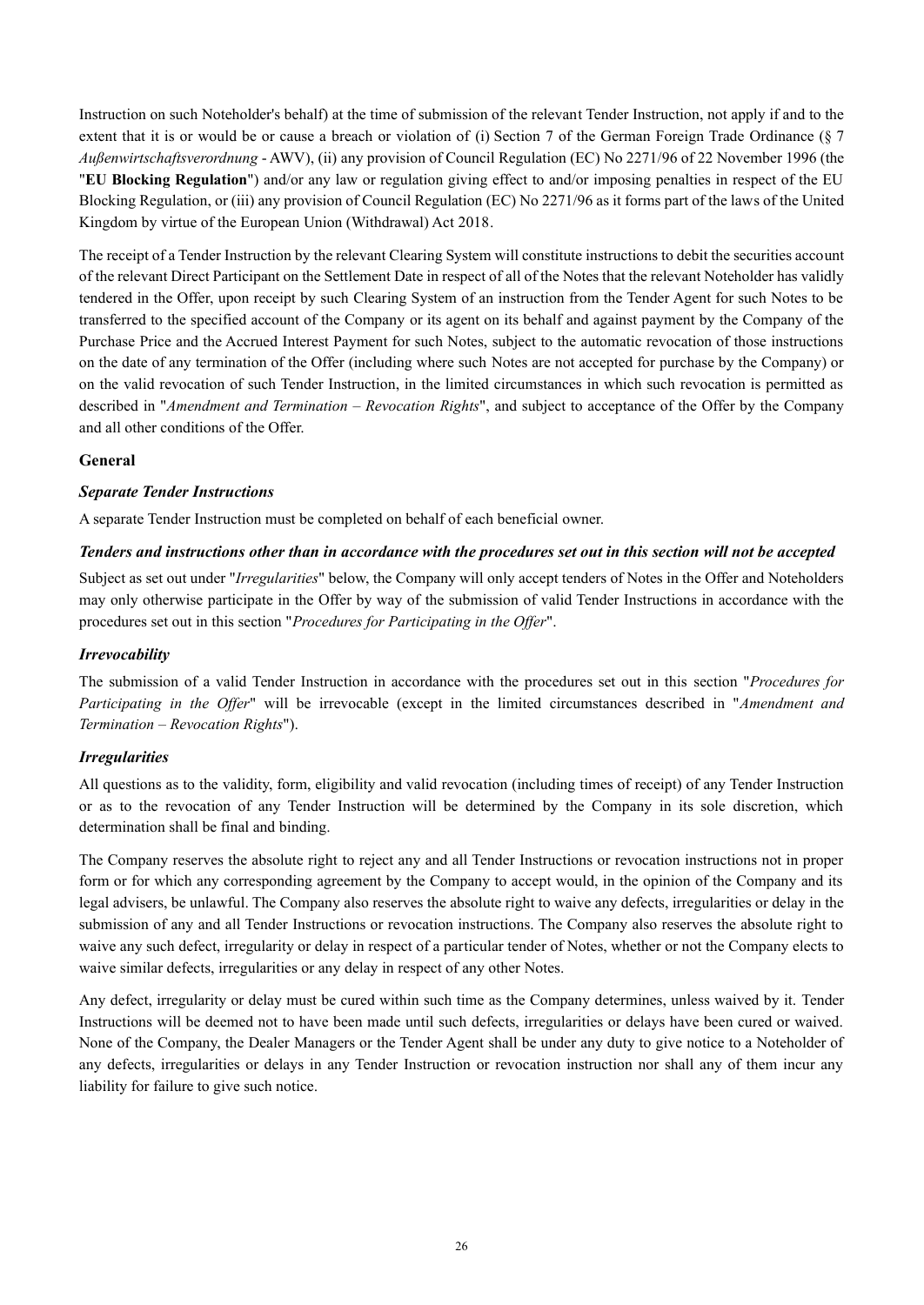Instruction on such Noteholder's behalf) at the time of submission of the relevant Tender Instruction, not apply if and to the extent that it is or would be or cause a breach or violation of (i) Section 7 of the German Foreign Trade Ordinance (§ 7 *Außenwirtschaftsverordnung* - AWV), (ii) any provision of Council Regulation (EC) No 2271/96 of 22 November 1996 (the "**EU Blocking Regulation**") and/or any law or regulation giving effect to and/or imposing penalties in respect of the EU Blocking Regulation, or (iii) any provision of Council Regulation (EC) No 2271/96 as it forms part of the laws of the United Kingdom by virtue of the European Union (Withdrawal) Act 2018.

The receipt of a Tender Instruction by the relevant Clearing System will constitute instructions to debit the securities account of the relevant Direct Participant on the Settlement Date in respect of all of the Notes that the relevant Noteholder has validly tendered in the Offer, upon receipt by such Clearing System of an instruction from the Tender Agent for such Notes to be transferred to the specified account of the Company or its agent on its behalf and against payment by the Company of the Purchase Price and the Accrued Interest Payment for such Notes, subject to the automatic revocation of those instructions on the date of any termination of the Offer (including where such Notes are not accepted for purchase by the Company) or on the valid revocation of such Tender Instruction, in the limited circumstances in which such revocation is permitted as described in "*Amendment and Termination – Revocation Rights*", and subject to acceptance of the Offer by the Company and all other conditions of the Offer.

### General

***Separate Tender Instructions***

A separate Tender Instruction must be completed on behalf of each beneficial owner.

***Tenders and instructions other than in accordance with the procedures set out in this section will not be accepted***

Subject as set out under "*Irregularities*" below, the Company will only accept tenders of Notes in the Offer and Noteholders may only otherwise participate in the Offer by way of the submission of valid Tender Instructions in accordance with the procedures set out in this section "*Procedures for Participating in the Offer*".

***Irrevocability***

The submission of a valid Tender Instruction in accordance with the procedures set out in this section "*Procedures for Participating in the Offer*" will be irrevocable (except in the limited circumstances described in "*Amendment and Termination – Revocation Rights*").

***Irregularities***

All questions as to the validity, form, eligibility and valid revocation (including times of receipt) of any Tender Instruction or as to the revocation of any Tender Instruction will be determined by the Company in its sole discretion, which determination shall be final and binding.

The Company reserves the absolute right to reject any and all Tender Instructions or revocation instructions not in proper form or for which any corresponding agreement by the Company to accept would, in the opinion of the Company and its legal advisers, be unlawful. The Company also reserves the absolute right to waive any defects, irregularities or delay in the submission of any and all Tender Instructions or revocation instructions. The Company also reserves the absolute right to waive any such defect, irregularity or delay in respect of a particular tender of Notes, whether or not the Company elects to waive similar defects, irregularities or any delay in respect of any other Notes.

Any defect, irregularity or delay must be cured within such time as the Company determines, unless waived by it. Tender Instructions will be deemed not to have been made until such defects, irregularities or delays have been cured or waived. None of the Company, the Dealer Managers or the Tender Agent shall be under any duty to give notice to a Noteholder of any defects, irregularities or delays in any Tender Instruction or revocation instruction nor shall any of them incur any liability for failure to give such notice.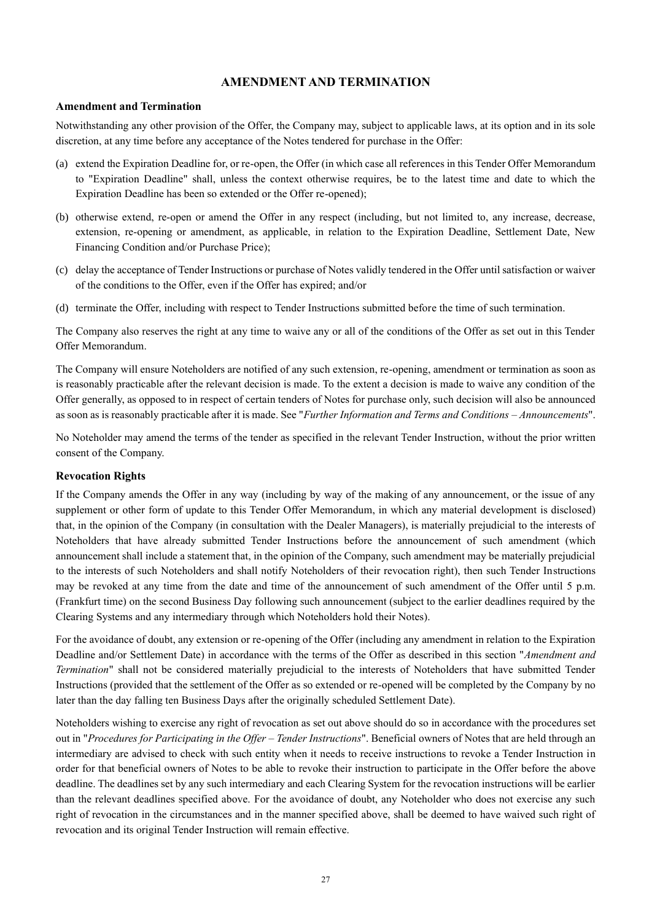# AMENDMENT AND TERMINATION

## Amendment and Termination

Notwithstanding any other provision of the Offer, the Company may, subject to applicable laws, at its option and in its sole discretion, at any time before any acceptance of the Notes tendered for purchase in the Offer:

(a) extend the Expiration Deadline for, or re-open, the Offer (in which case all references in this Tender Offer Memorandum to "Expiration Deadline" shall, unless the context otherwise requires, be to the latest time and date to which the Expiration Deadline has been so extended or the Offer re-opened);

(b) otherwise extend, re-open or amend the Offer in any respect (including, but not limited to, any increase, decrease, extension, re-opening or amendment, as applicable, in relation to the Expiration Deadline, Settlement Date, New Financing Condition and/or Purchase Price);

(c) delay the acceptance of Tender Instructions or purchase of Notes validly tendered in the Offer until satisfaction or waiver of the conditions to the Offer, even if the Offer has expired; and/or

(d) terminate the Offer, including with respect to Tender Instructions submitted before the time of such termination.

The Company also reserves the right at any time to waive any or all of the conditions of the Offer as set out in this Tender Offer Memorandum.

The Company will ensure Noteholders are notified of any such extension, re-opening, amendment or termination as soon as is reasonably practicable after the relevant decision is made. To the extent a decision is made to waive any condition of the Offer generally, as opposed to in respect of certain tenders of Notes for purchase only, such decision will also be announced as soon as is reasonably practicable after it is made. See "*Further Information and Terms and Conditions – Announcements*".

No Noteholder may amend the terms of the tender as specified in the relevant Tender Instruction, without the prior written consent of the Company.

## Revocation Rights

If the Company amends the Offer in any way (including by way of the making of any announcement, or the issue of any supplement or other form of update to this Tender Offer Memorandum, in which any material development is disclosed) that, in the opinion of the Company (in consultation with the Dealer Managers), is materially prejudicial to the interests of Noteholders that have already submitted Tender Instructions before the announcement of such amendment (which announcement shall include a statement that, in the opinion of the Company, such amendment may be materially prejudicial to the interests of such Noteholders and shall notify Noteholders of their revocation right), then such Tender Instructions may be revoked at any time from the date and time of the announcement of such amendment of the Offer until 5 p.m. (Frankfurt time) on the second Business Day following such announcement (subject to the earlier deadlines required by the Clearing Systems and any intermediary through which Noteholders hold their Notes).

For the avoidance of doubt, any extension or re-opening of the Offer (including any amendment in relation to the Expiration Deadline and/or Settlement Date) in accordance with the terms of the Offer as described in this section "*Amendment and Termination*" shall not be considered materially prejudicial to the interests of Noteholders that have submitted Tender Instructions (provided that the settlement of the Offer as so extended or re-opened will be completed by the Company by no later than the day falling ten Business Days after the originally scheduled Settlement Date).

Noteholders wishing to exercise any right of revocation as set out above should do so in accordance with the procedures set out in "*Procedures for Participating in the Offer – Tender Instructions*". Beneficial owners of Notes that are held through an intermediary are advised to check with such entity when it needs to receive instructions to revoke a Tender Instruction in order for that beneficial owners of Notes to be able to revoke their instruction to participate in the Offer before the above deadline. The deadlines set by any such intermediary and each Clearing System for the revocation instructions will be earlier than the relevant deadlines specified above. For the avoidance of doubt, any Noteholder who does not exercise any such right of revocation in the circumstances and in the manner specified above, shall be deemed to have waived such right of revocation and its original Tender Instruction will remain effective.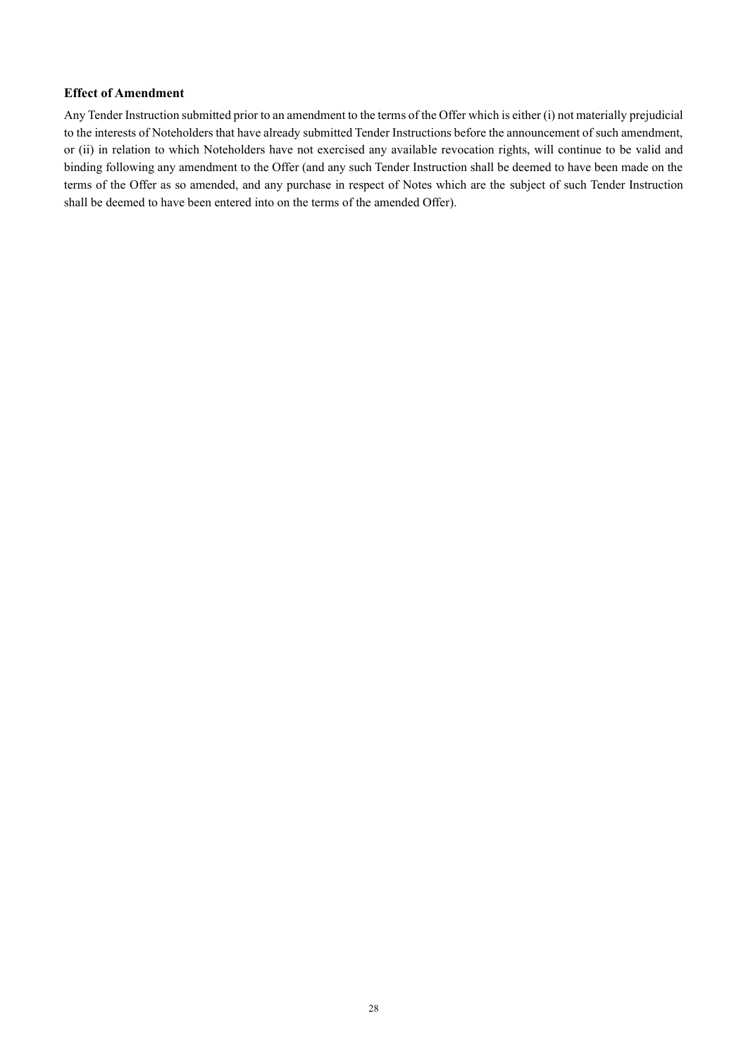### Effect of Amendment

Any Tender Instruction submitted prior to an amendment to the terms of the Offer which is either (i) not materially prejudicial to the interests of Noteholders that have already submitted Tender Instructions before the announcement of such amendment, or (ii) in relation to which Noteholders have not exercised any available revocation rights, will continue to be valid and binding following any amendment to the Offer (and any such Tender Instruction shall be deemed to have been made on the terms of the Offer as so amended, and any purchase in respect of Notes which are the subject of such Tender Instruction shall be deemed to have been entered into on the terms of the amended Offer).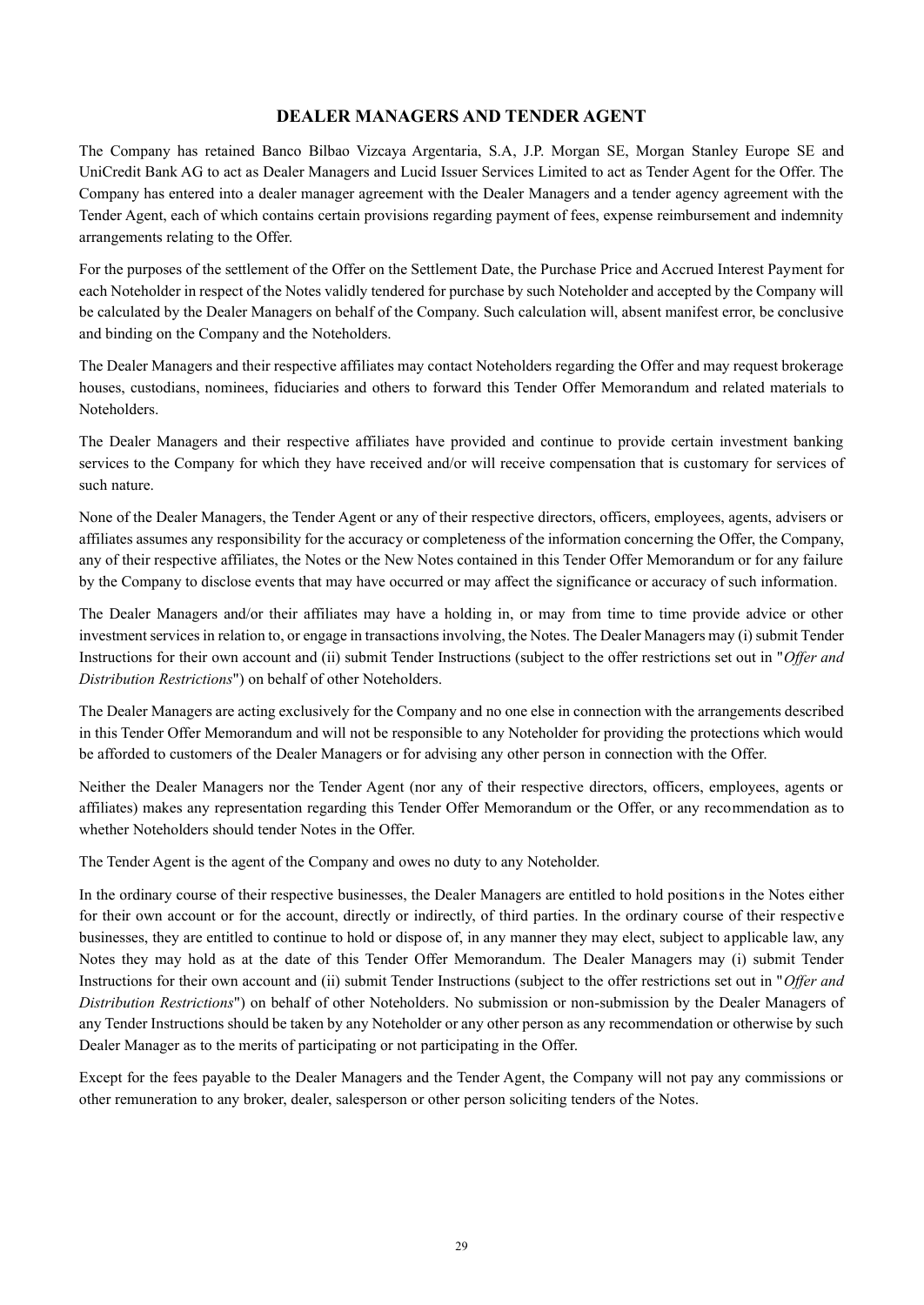## DEALER MANAGERS AND TENDER AGENT

The Company has retained Banco Bilbao Vizcaya Argentaria, S.A, J.P. Morgan SE, Morgan Stanley Europe SE and UniCredit Bank AG to act as Dealer Managers and Lucid Issuer Services Limited to act as Tender Agent for the Offer. The Company has entered into a dealer manager agreement with the Dealer Managers and a tender agency agreement with the Tender Agent, each of which contains certain provisions regarding payment of fees, expense reimbursement and indemnity arrangements relating to the Offer.

For the purposes of the settlement of the Offer on the Settlement Date, the Purchase Price and Accrued Interest Payment for each Noteholder in respect of the Notes validly tendered for purchase by such Noteholder and accepted by the Company will be calculated by the Dealer Managers on behalf of the Company. Such calculation will, absent manifest error, be conclusive and binding on the Company and the Noteholders.

The Dealer Managers and their respective affiliates may contact Noteholders regarding the Offer and may request brokerage houses, custodians, nominees, fiduciaries and others to forward this Tender Offer Memorandum and related materials to Noteholders.

The Dealer Managers and their respective affiliates have provided and continue to provide certain investment banking services to the Company for which they have received and/or will receive compensation that is customary for services of such nature.

None of the Dealer Managers, the Tender Agent or any of their respective directors, officers, employees, agents, advisers or affiliates assumes any responsibility for the accuracy or completeness of the information concerning the Offer, the Company, any of their respective affiliates, the Notes or the New Notes contained in this Tender Offer Memorandum or for any failure by the Company to disclose events that may have occurred or may affect the significance or accuracy of such information.

The Dealer Managers and/or their affiliates may have a holding in, or may from time to time provide advice or other investment services in relation to, or engage in transactions involving, the Notes. The Dealer Managers may (i) submit Tender Instructions for their own account and (ii) submit Tender Instructions (subject to the offer restrictions set out in "*Offer and Distribution Restrictions*") on behalf of other Noteholders.

The Dealer Managers are acting exclusively for the Company and no one else in connection with the arrangements described in this Tender Offer Memorandum and will not be responsible to any Noteholder for providing the protections which would be afforded to customers of the Dealer Managers or for advising any other person in connection with the Offer.

Neither the Dealer Managers nor the Tender Agent (nor any of their respective directors, officers, employees, agents or affiliates) makes any representation regarding this Tender Offer Memorandum or the Offer, or any recommendation as to whether Noteholders should tender Notes in the Offer.

The Tender Agent is the agent of the Company and owes no duty to any Noteholder.

In the ordinary course of their respective businesses, the Dealer Managers are entitled to hold positions in the Notes either for their own account or for the account, directly or indirectly, of third parties. In the ordinary course of their respective businesses, they are entitled to continue to hold or dispose of, in any manner they may elect, subject to applicable law, any Notes they may hold as at the date of this Tender Offer Memorandum. The Dealer Managers may (i) submit Tender Instructions for their own account and (ii) submit Tender Instructions (subject to the offer restrictions set out in "*Offer and Distribution Restrictions*") on behalf of other Noteholders. No submission or non-submission by the Dealer Managers of any Tender Instructions should be taken by any Noteholder or any other person as any recommendation or otherwise by such Dealer Manager as to the merits of participating or not participating in the Offer.

Except for the fees payable to the Dealer Managers and the Tender Agent, the Company will not pay any commissions or other remuneration to any broker, dealer, salesperson or other person soliciting tenders of the Notes.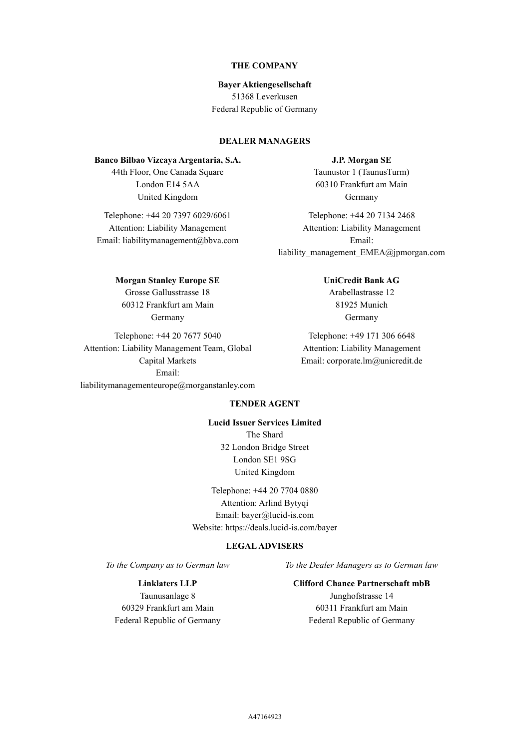## THE COMPANY

**Bayer Aktiengesellschaft**
51368 Leverkusen
Federal Republic of Germany

## DEALER MANAGERS

**Banco Bilbao Vizcaya Argentaria, S.A.**
44th Floor, One Canada Square
London E14 5AA
United Kingdom

Telephone: +44 20 7397 6029/6061
Attention: Liability Management
Email: liabilitymanagement@bbva.com

**J.P. Morgan SE**
Taunustor 1 (TaunusTurm)
60310 Frankfurt am Main
Germany

Telephone: +44 20 7134 2468
Attention: Liability Management
Email:
liability_management_EMEA@jpmorgan.com

**Morgan Stanley Europe SE**
Grosse Gallusstrasse 18
60312 Frankfurt am Main
Germany

Telephone: +44 20 7677 5040
Attention: Liability Management Team, Global Capital Markets
Email:
liabilitymanagementeurope@morganstanley.com

**UniCredit Bank AG**
Arabellastrasse 12
81925 Munich
Germany

Telephone: +49 171 306 6648
Attention: Liability Management
Email: corporate.lm@unicredit.de

## TENDER AGENT

**Lucid Issuer Services Limited**
The Shard
32 London Bridge Street
London SE1 9SG
United Kingdom

Telephone: +44 20 7704 0880
Attention: Arlind Bytyqi
Email: bayer@lucid-is.com
Website: https://deals.lucid-is.com/bayer

## LEGAL ADVISERS

*To the Company as to German law*

**Linklaters LLP**
Taunusanlage 8
60329 Frankfurt am Main
Federal Republic of Germany

*To the Dealer Managers as to German law*

**Clifford Chance Partnerschaft mbB**
Junghofstrasse 14
60311 Frankfurt am Main
Federal Republic of Germany

A47164923